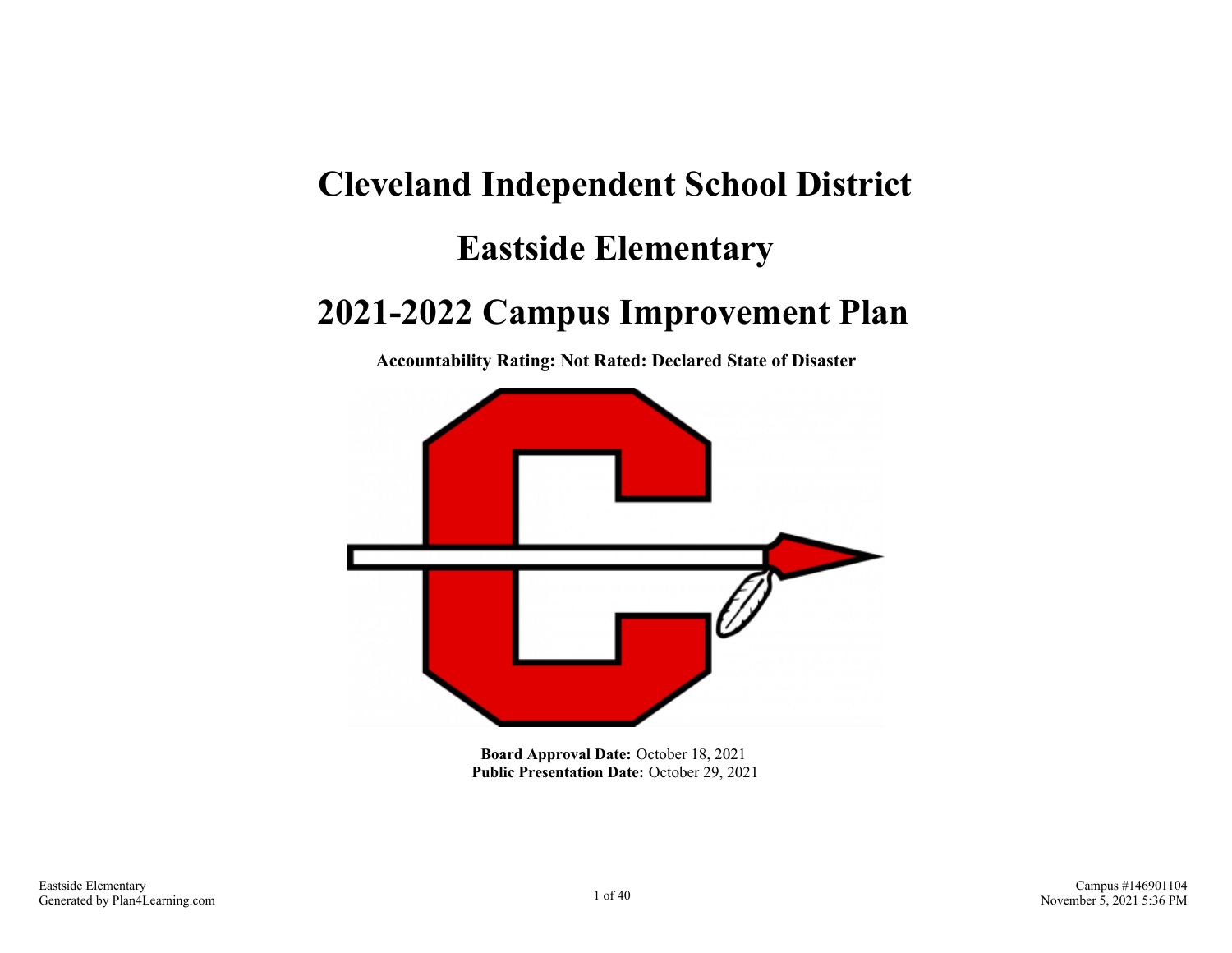# Cleveland Independent School District

# Eastside Elementary

# 2021-2022 Campus Improvement Plan

**Accountability Rating: Not Rated: Declared State of Disaster**

**Board Approval Date:** October 18, 2021
**Public Presentation Date:** October 29, 2021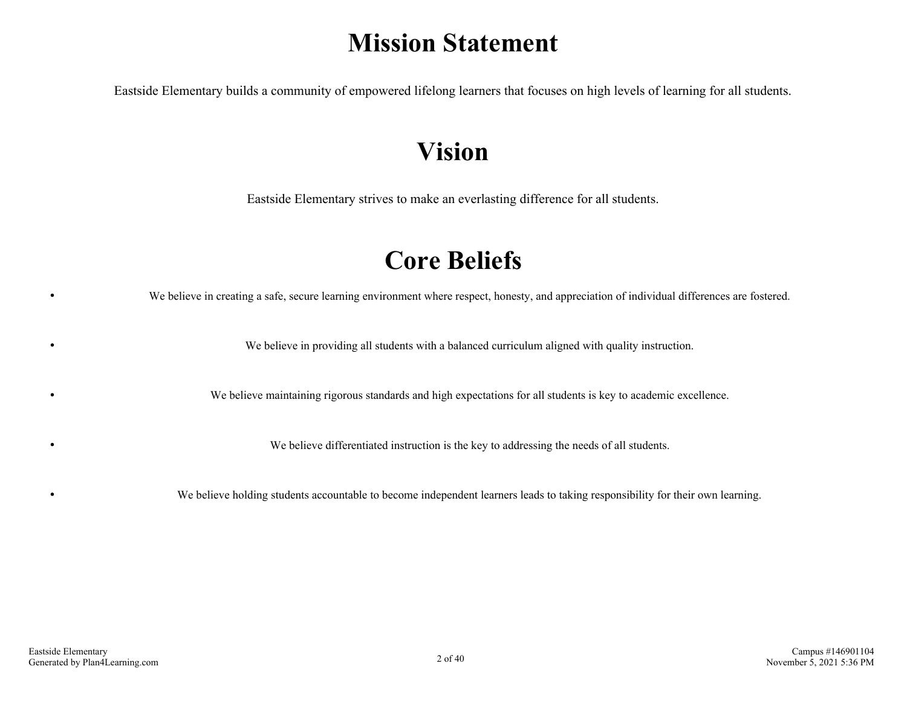# Mission Statement

Eastside Elementary builds a community of empowered lifelong learners that focuses on high levels of learning for all students.

# Vision

Eastside Elementary strives to make an everlasting difference for all students.

# Core Beliefs

- We believe in creating a safe, secure learning environment where respect, honesty, and appreciation of individual differences are fostered.
- We believe in providing all students with a balanced curriculum aligned with quality instruction.
- We believe maintaining rigorous standards and high expectations for all students is key to academic excellence.
- We believe differentiated instruction is the key to addressing the needs of all students.
- We believe holding students accountable to become independent learners leads to taking responsibility for their own learning.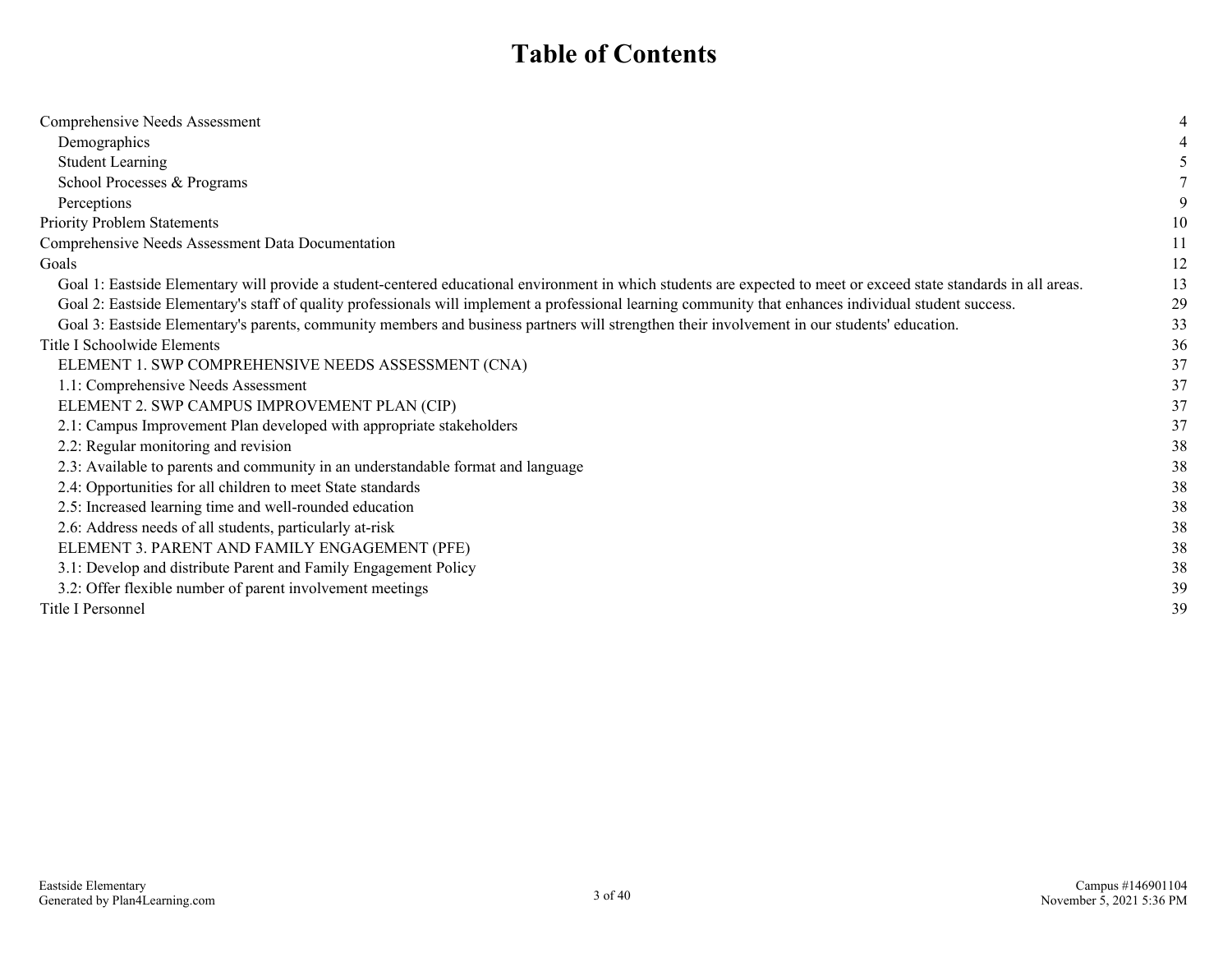# Table of Contents

| | |
|---|---|
| Comprehensive Needs Assessment | 4 |
| Demographics | 4 |
| Student Learning | 5 |
| School Processes & Programs | 7 |
| Perceptions | 9 |
| Priority Problem Statements | 10 |
| Comprehensive Needs Assessment Data Documentation | 11 |
| Goals | 12 |
| Goal 1: Eastside Elementary will provide a student-centered educational environment in which students are expected to meet or exceed state standards in all areas. | 13 |
| Goal 2: Eastside Elementary's staff of quality professionals will implement a professional learning community that enhances individual student success. | 29 |
| Goal 3: Eastside Elementary's parents, community members and business partners will strengthen their involvement in our students' education. | 33 |
| Title I Schoolwide Elements | 36 |
| ELEMENT 1. SWP COMPREHENSIVE NEEDS ASSESSMENT (CNA) | 37 |
| 1.1: Comprehensive Needs Assessment | 37 |
| ELEMENT 2. SWP CAMPUS IMPROVEMENT PLAN (CIP) | 37 |
| 2.1: Campus Improvement Plan developed with appropriate stakeholders | 37 |
| 2.2: Regular monitoring and revision | 38 |
| 2.3: Available to parents and community in an understandable format and language | 38 |
| 2.4: Opportunities for all children to meet State standards | 38 |
| 2.5: Increased learning time and well-rounded education | 38 |
| 2.6: Address needs of all students, particularly at-risk | 38 |
| ELEMENT 3. PARENT AND FAMILY ENGAGEMENT (PFE) | 38 |
| 3.1: Develop and distribute Parent and Family Engagement Policy | 38 |
| 3.2: Offer flexible number of parent involvement meetings | 39 |
| Title I Personnel | 39 |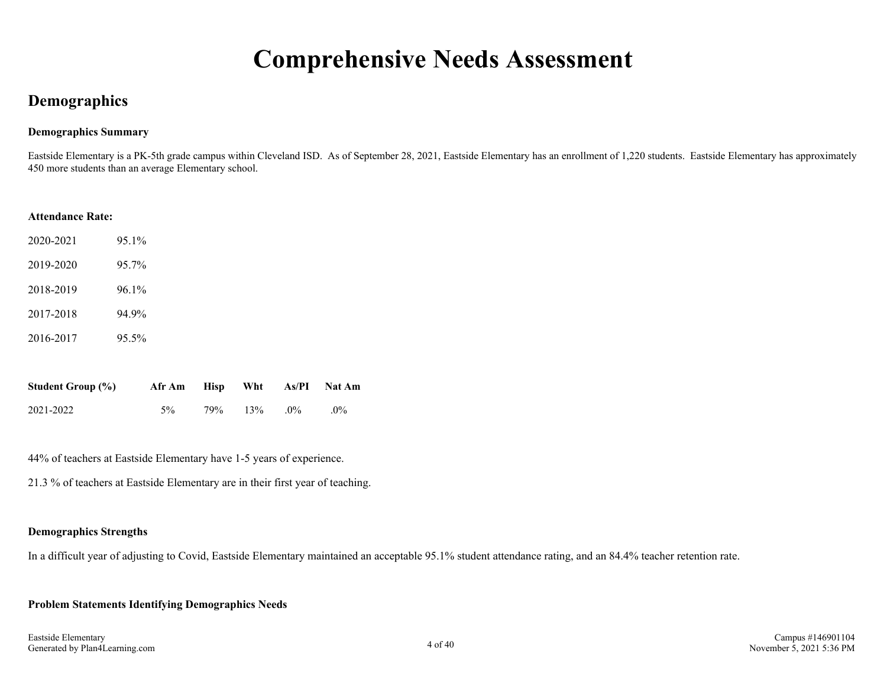# Comprehensive Needs Assessment

## Demographics

### Demographics Summary

Eastside Elementary is a PK-5th grade campus within Cleveland ISD. As of September 28, 2021, Eastside Elementary has an enrollment of 1,220 students. Eastside Elementary has approximately 450 more students than an average Elementary school.

**Attendance Rate:**

| | |
|---|---|
| 2020-2021 | 95.1% |
| 2019-2020 | 95.7% |
| 2018-2019 | 96.1% |
| 2017-2018 | 94.9% |
| 2016-2017 | 95.5% |

| Student Group (%) | Afr Am | Hisp | Wht | As/PI | Nat Am |
|---|---|---|---|---|---|
| 2021-2022 | 5% | 79% | 13% | .0% | .0% |

44% of teachers at Eastside Elementary have 1-5 years of experience.

21.3 % of teachers at Eastside Elementary are in their first year of teaching.

### Demographics Strengths

In a difficult year of adjusting to Covid, Eastside Elementary maintained an acceptable 95.1% student attendance rating, and an 84.4% teacher retention rate.

### Problem Statements Identifying Demographics Needs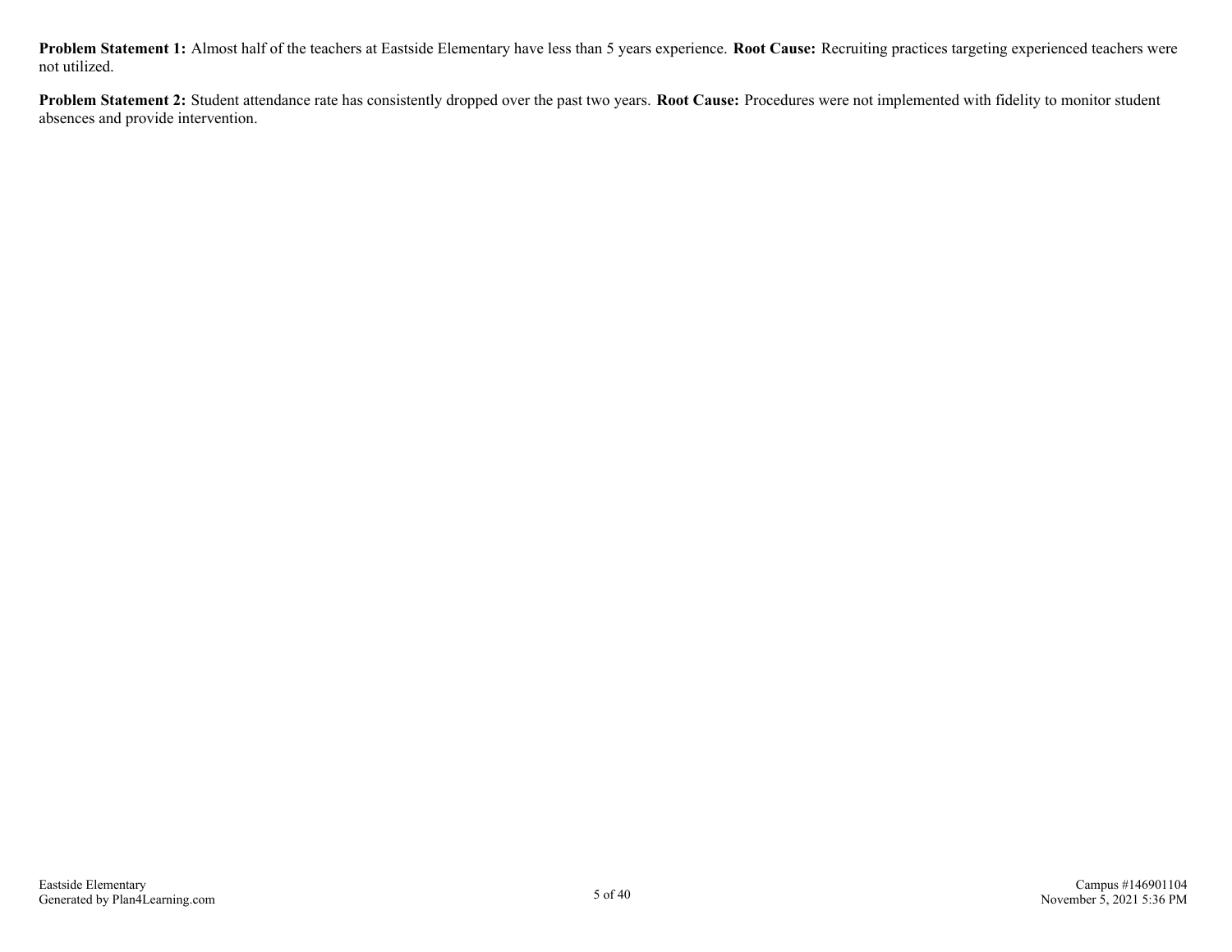**Problem Statement 1:** Almost half of the teachers at Eastside Elementary have less than 5 years experience. **Root Cause:** Recruiting practices targeting experienced teachers were not utilized.

**Problem Statement 2:** Student attendance rate has consistently dropped over the past two years. **Root Cause:** Procedures were not implemented with fidelity to monitor student absences and provide intervention.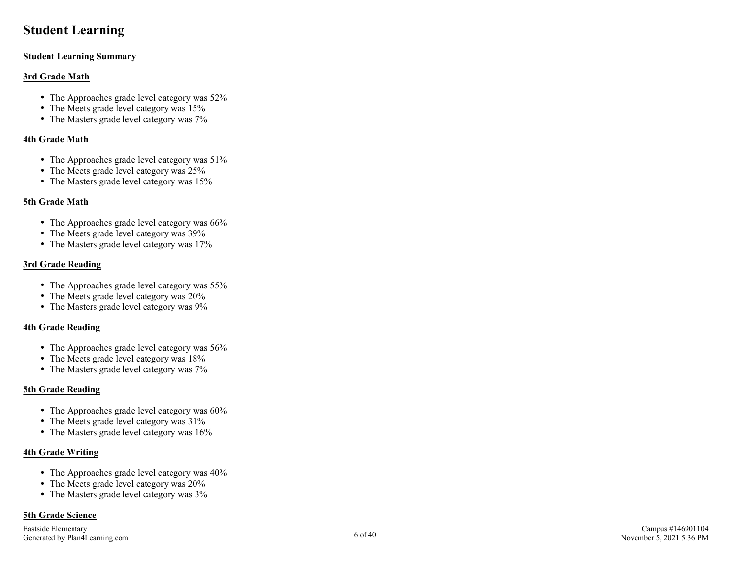# Student Learning

**Student Learning Summary**

**3rd Grade Math**

- The Approaches grade level category was 52%
- The Meets grade level category was 15%
- The Masters grade level category was 7%

**4th Grade Math**

- The Approaches grade level category was 51%
- The Meets grade level category was 25%
- The Masters grade level category was 15%

**5th Grade Math**

- The Approaches grade level category was 66%
- The Meets grade level category was 39%
- The Masters grade level category was 17%

**3rd Grade Reading**

- The Approaches grade level category was 55%
- The Meets grade level category was 20%
- The Masters grade level category was 9%

**4th Grade Reading**

- The Approaches grade level category was 56%
- The Meets grade level category was 18%
- The Masters grade level category was 7%

**5th Grade Reading**

- The Approaches grade level category was 60%
- The Meets grade level category was 31%
- The Masters grade level category was 16%

**4th Grade Writing**

- The Approaches grade level category was 40%
- The Meets grade level category was 20%
- The Masters grade level category was 3%

**5th Grade Science**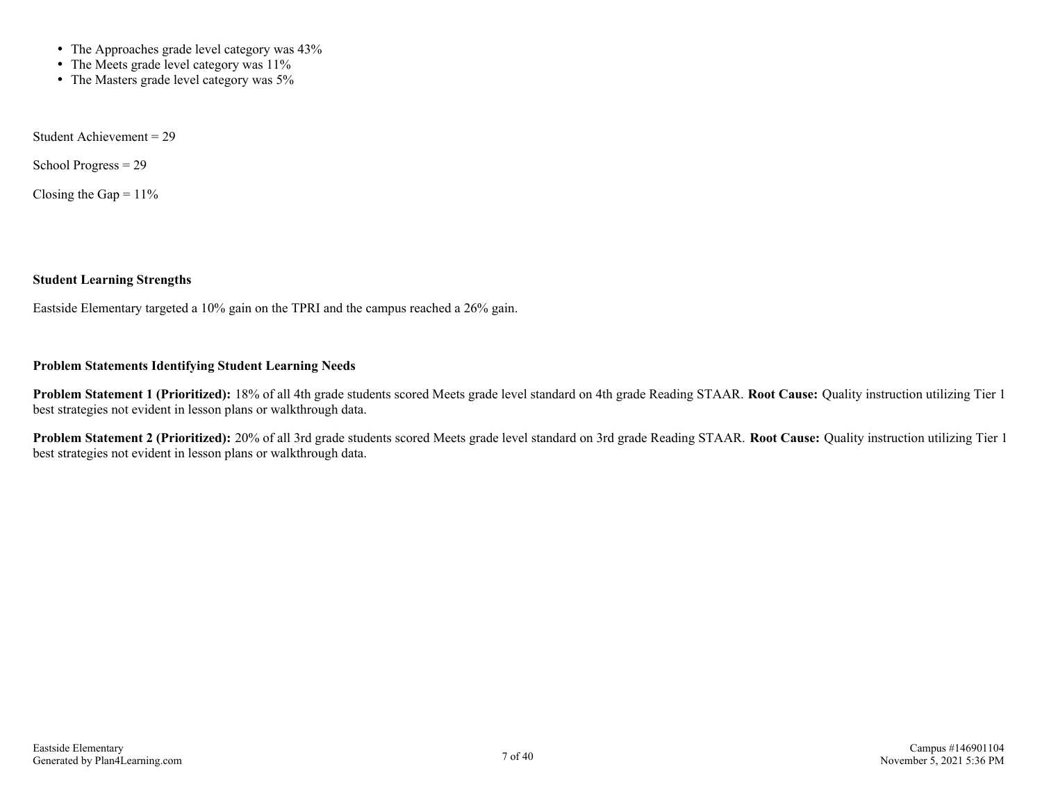- The Approaches grade level category was 43%
- The Meets grade level category was 11%
- The Masters grade level category was 5%

Student Achievement = 29

School Progress = 29

Closing the Gap = 11%

**Student Learning Strengths**

Eastside Elementary targeted a 10% gain on the TPRI and the campus reached a 26% gain.

**Problem Statements Identifying Student Learning Needs**

**Problem Statement 1 (Prioritized):** 18% of all 4th grade students scored Meets grade level standard on 4th grade Reading STAAR. **Root Cause:** Quality instruction utilizing Tier 1 best strategies not evident in lesson plans or walkthrough data.

**Problem Statement 2 (Prioritized):** 20% of all 3rd grade students scored Meets grade level standard on 3rd grade Reading STAAR. **Root Cause:** Quality instruction utilizing Tier 1 best strategies not evident in lesson plans or walkthrough data.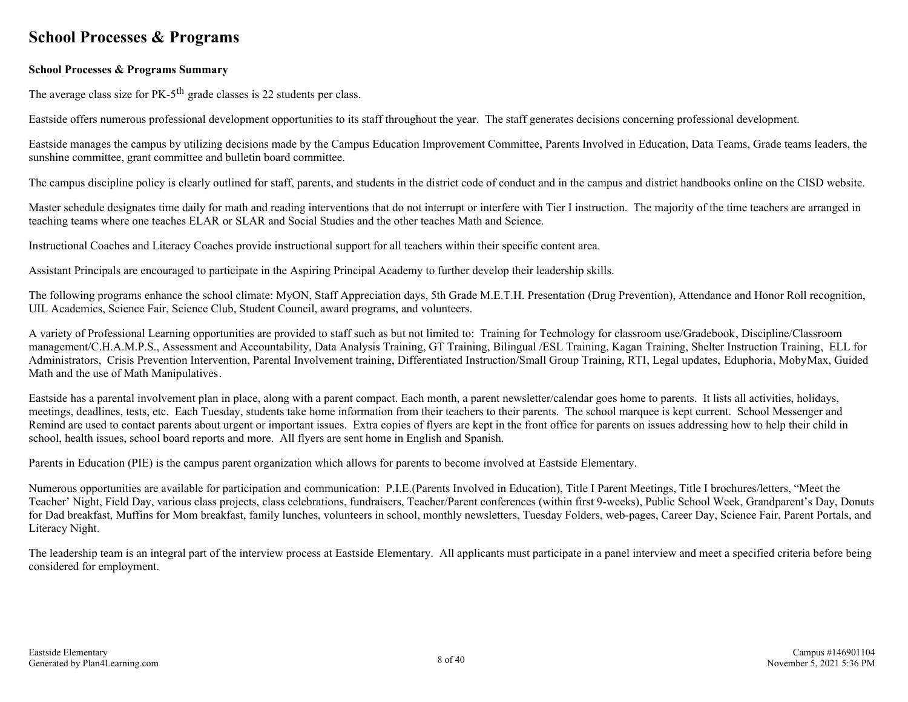# School Processes & Programs

**School Processes & Programs Summary**

The average class size for PK-5$^{th}$ grade classes is 22 students per class.

Eastside offers numerous professional development opportunities to its staff throughout the year. The staff generates decisions concerning professional development.

Eastside manages the campus by utilizing decisions made by the Campus Education Improvement Committee, Parents Involved in Education, Data Teams, Grade teams leaders, the sunshine committee, grant committee and bulletin board committee.

The campus discipline policy is clearly outlined for staff, parents, and students in the district code of conduct and in the campus and district handbooks online on the CISD website.

Master schedule designates time daily for math and reading interventions that do not interrupt or interfere with Tier I instruction. The majority of the time teachers are arranged in teaching teams where one teaches ELAR or SLAR and Social Studies and the other teaches Math and Science.

Instructional Coaches and Literacy Coaches provide instructional support for all teachers within their specific content area.

Assistant Principals are encouraged to participate in the Aspiring Principal Academy to further develop their leadership skills.

The following programs enhance the school climate: MyON, Staff Appreciation days, 5th Grade M.E.T.H. Presentation (Drug Prevention), Attendance and Honor Roll recognition, UIL Academics, Science Fair, Science Club, Student Council, award programs, and volunteers.

A variety of Professional Learning opportunities are provided to staff such as but not limited to: Training for Technology for classroom use/Gradebook, Discipline/Classroom management/C.H.A.M.P.S., Assessment and Accountability, Data Analysis Training, GT Training, Bilingual /ESL Training, Kagan Training, Shelter Instruction Training, ELL for Administrators, Crisis Prevention Intervention, Parental Involvement training, Differentiated Instruction/Small Group Training, RTI, Legal updates, Eduphoria, MobyMax, Guided Math and the use of Math Manipulatives.

Eastside has a parental involvement plan in place, along with a parent compact. Each month, a parent newsletter/calendar goes home to parents. It lists all activities, holidays, meetings, deadlines, tests, etc. Each Tuesday, students take home information from their teachers to their parents. The school marquee is kept current. School Messenger and Remind are used to contact parents about urgent or important issues. Extra copies of flyers are kept in the front office for parents on issues addressing how to help their child in school, health issues, school board reports and more. All flyers are sent home in English and Spanish.

Parents in Education (PIE) is the campus parent organization which allows for parents to become involved at Eastside Elementary.

Numerous opportunities are available for participation and communication: P.I.E.(Parents Involved in Education), Title I Parent Meetings, Title I brochures/letters, "Meet the Teacher' Night, Field Day, various class projects, class celebrations, fundraisers, Teacher/Parent conferences (within first 9-weeks), Public School Week, Grandparent's Day, Donuts for Dad breakfast, Muffins for Mom breakfast, family lunches, volunteers in school, monthly newsletters, Tuesday Folders, web-pages, Career Day, Science Fair, Parent Portals, and Literacy Night.

The leadership team is an integral part of the interview process at Eastside Elementary. All applicants must participate in a panel interview and meet a specified criteria before being considered for employment.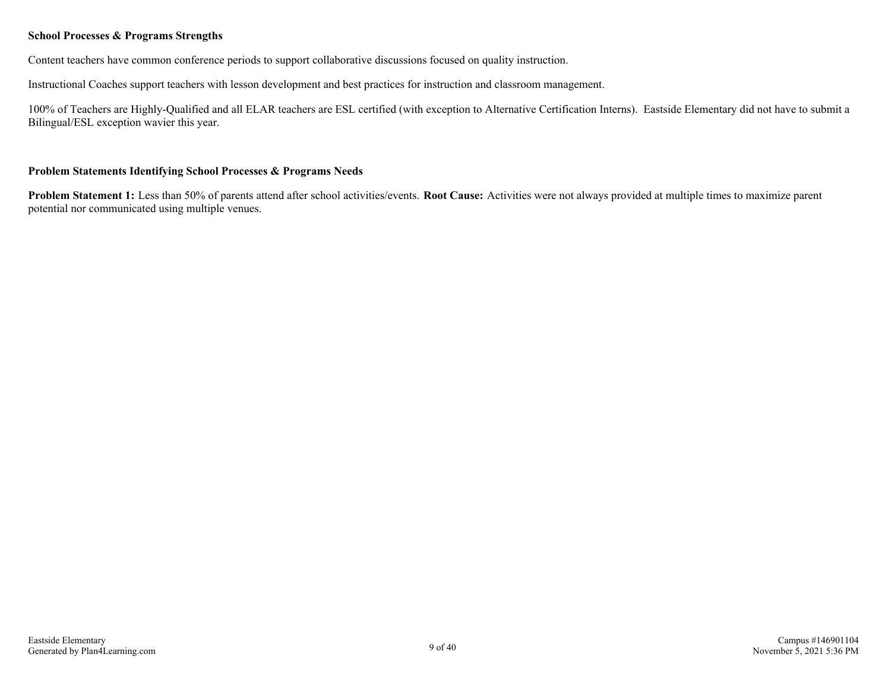**School Processes & Programs Strengths**

Content teachers have common conference periods to support collaborative discussions focused on quality instruction.

Instructional Coaches support teachers with lesson development and best practices for instruction and classroom management.

100% of Teachers are Highly-Qualified and all ELAR teachers are ESL certified (with exception to Alternative Certification Interns). Eastside Elementary did not have to submit a Bilingual/ESL exception wavier this year.

**Problem Statements Identifying School Processes & Programs Needs**

**Problem Statement 1:** Less than 50% of parents attend after school activities/events. **Root Cause:** Activities were not always provided at multiple times to maximize parent potential nor communicated using multiple venues.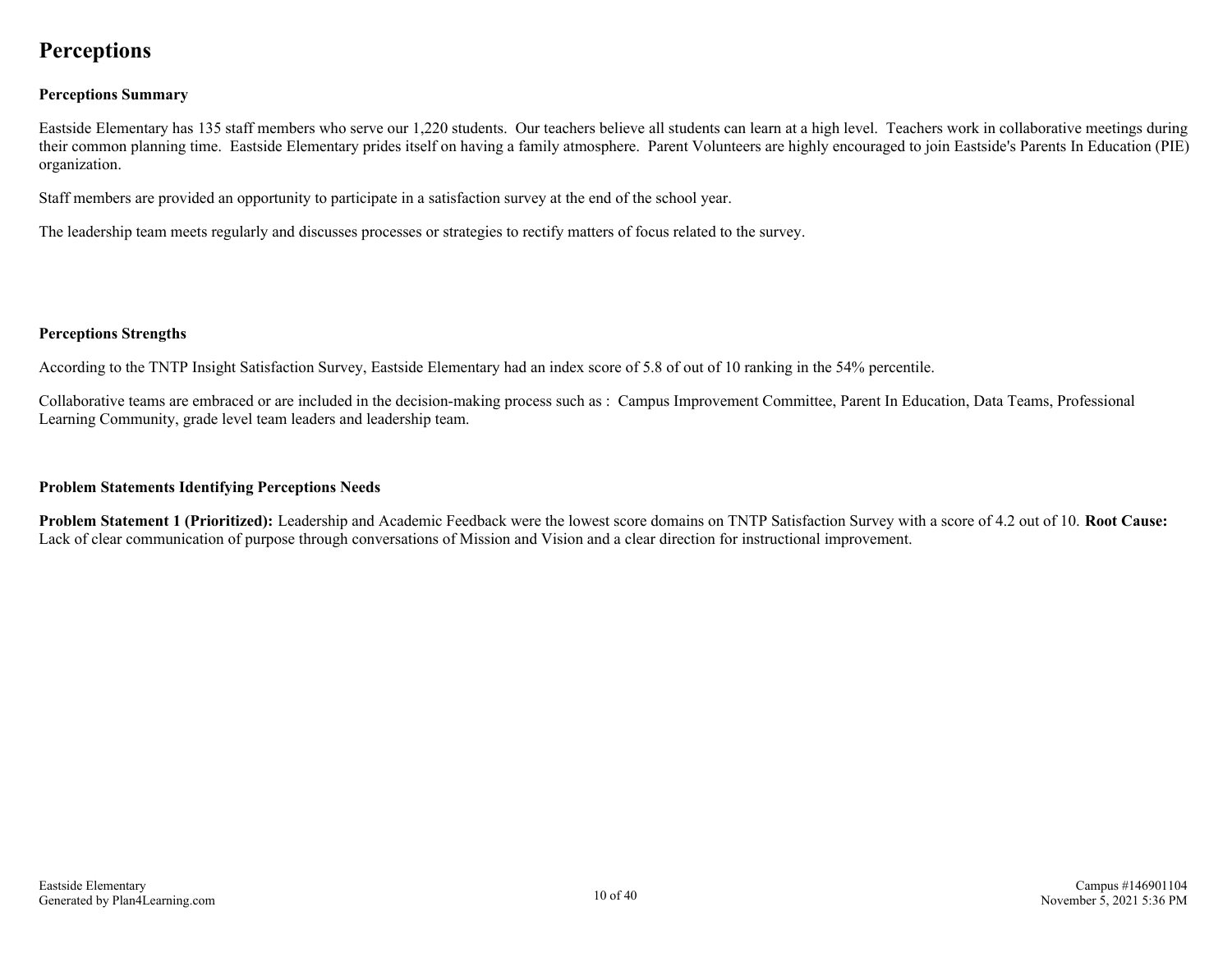# Perceptions

### Perceptions Summary

Eastside Elementary has 135 staff members who serve our 1,220 students. Our teachers believe all students can learn at a high level. Teachers work in collaborative meetings during their common planning time. Eastside Elementary prides itself on having a family atmosphere. Parent Volunteers are highly encouraged to join Eastside's Parents In Education (PIE) organization.

Staff members are provided an opportunity to participate in a satisfaction survey at the end of the school year.

The leadership team meets regularly and discusses processes or strategies to rectify matters of focus related to the survey.

### Perceptions Strengths

According to the TNTP Insight Satisfaction Survey, Eastside Elementary had an index score of 5.8 of out of 10 ranking in the 54% percentile.

Collaborative teams are embraced or are included in the decision-making process such as : Campus Improvement Committee, Parent In Education, Data Teams, Professional Learning Community, grade level team leaders and leadership team.

### Problem Statements Identifying Perceptions Needs

**Problem Statement 1 (Prioritized):** Leadership and Academic Feedback were the lowest score domains on TNTP Satisfaction Survey with a score of 4.2 out of 10. **Root Cause:** Lack of clear communication of purpose through conversations of Mission and Vision and a clear direction for instructional improvement.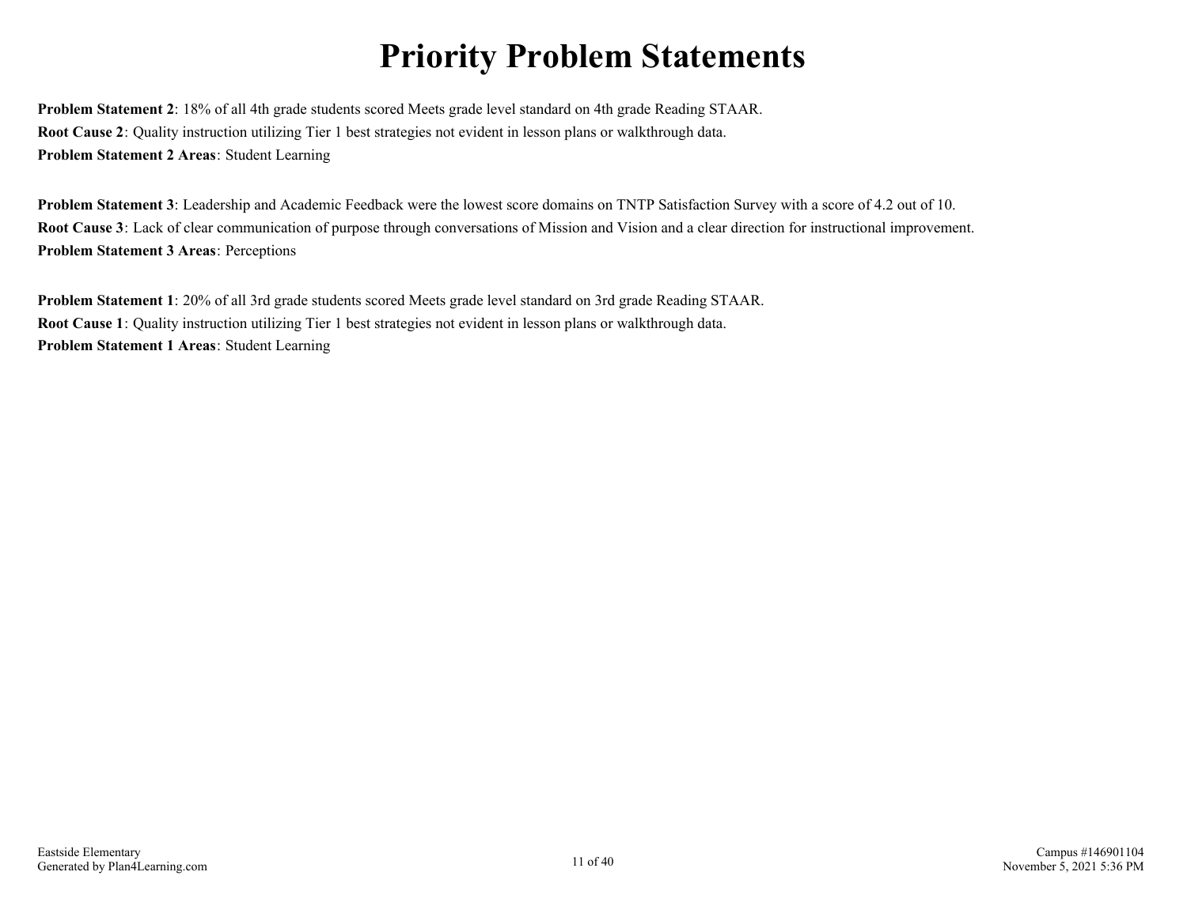# Priority Problem Statements

**Problem Statement 2**: 18% of all 4th grade students scored Meets grade level standard on 4th grade Reading STAAR.
**Root Cause 2**: Quality instruction utilizing Tier 1 best strategies not evident in lesson plans or walkthrough data.
**Problem Statement 2 Areas**: Student Learning

**Problem Statement 3**: Leadership and Academic Feedback were the lowest score domains on TNTP Satisfaction Survey with a score of 4.2 out of 10.
**Root Cause 3**: Lack of clear communication of purpose through conversations of Mission and Vision and a clear direction for instructional improvement.
**Problem Statement 3 Areas**: Perceptions

**Problem Statement 1**: 20% of all 3rd grade students scored Meets grade level standard on 3rd grade Reading STAAR.
**Root Cause 1**: Quality instruction utilizing Tier 1 best strategies not evident in lesson plans or walkthrough data.
**Problem Statement 1 Areas**: Student Learning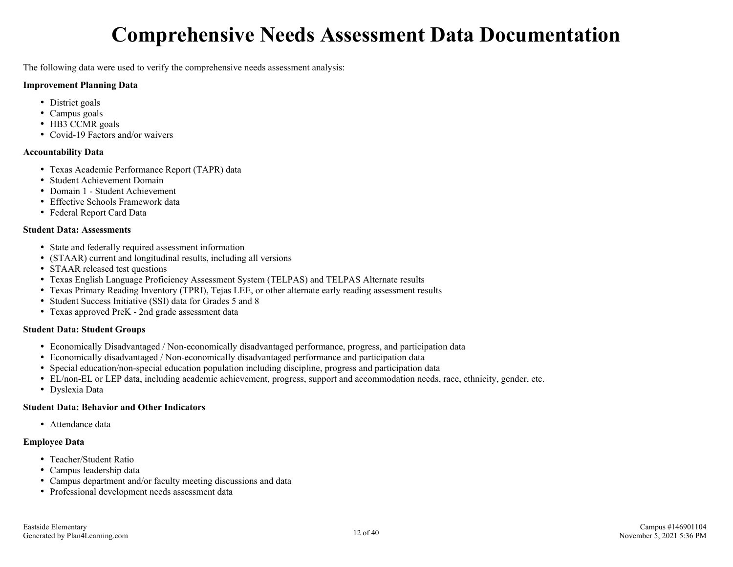# Comprehensive Needs Assessment Data Documentation

The following data were used to verify the comprehensive needs assessment analysis:

**Improvement Planning Data**

- District goals
- Campus goals
- HB3 CCMR goals
- Covid-19 Factors and/or waivers

**Accountability Data**

- Texas Academic Performance Report (TAPR) data
- Student Achievement Domain
- Domain 1 - Student Achievement
- Effective Schools Framework data
- Federal Report Card Data

**Student Data: Assessments**

- State and federally required assessment information
- (STAAR) current and longitudinal results, including all versions
- STAAR released test questions
- Texas English Language Proficiency Assessment System (TELPAS) and TELPAS Alternate results
- Texas Primary Reading Inventory (TPRI), Tejas LEE, or other alternate early reading assessment results
- Student Success Initiative (SSI) data for Grades 5 and 8
- Texas approved PreK - 2nd grade assessment data

**Student Data: Student Groups**

- Economically Disadvantaged / Non-economically disadvantaged performance, progress, and participation data
- Economically disadvantaged / Non-economically disadvantaged performance and participation data
- Special education/non-special education population including discipline, progress and participation data
- EL/non-EL or LEP data, including academic achievement, progress, support and accommodation needs, race, ethnicity, gender, etc.
- Dyslexia Data

**Student Data: Behavior and Other Indicators**

- Attendance data

**Employee Data**

- Teacher/Student Ratio
- Campus leadership data
- Campus department and/or faculty meeting discussions and data
- Professional development needs assessment data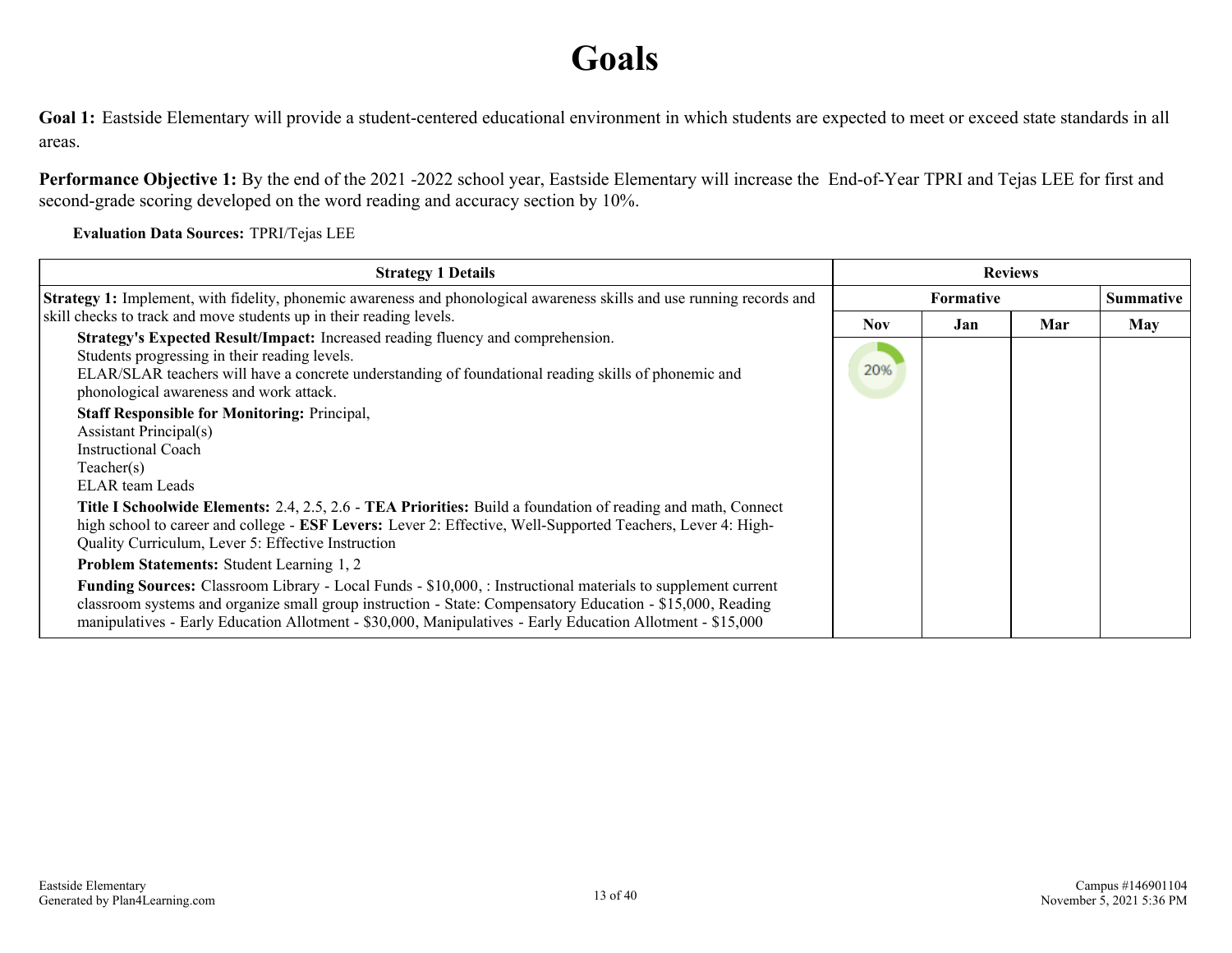# Goals

**Goal 1:** Eastside Elementary will provide a student-centered educational environment in which students are expected to meet or exceed state standards in all areas.

**Performance Objective 1:** By the end of the 2021 -2022 school year, Eastside Elementary will increase the End-of-Year TPRI and Tejas LEE for first and second-grade scoring developed on the word reading and accuracy section by 10%.

**Evaluation Data Sources:** TPRI/Tejas LEE

| Strategy 1 Details | Reviews | | | |
|---|---|---|---|---|
| | Formative | | | Summative |
| | Nov | Jan | Mar | May |
| **Strategy 1:** Implement, with fidelity, phonemic awareness and phonological awareness skills and use running records and skill checks to track and move students up in their reading levels.<br>**Strategy's Expected Result/Impact:** Increased reading fluency and comprehension.<br>Students progressing in their reading levels.<br>ELAR/SLAR teachers will have a concrete understanding of foundational reading skills of phonemic and phonological awareness and work attack.<br>**Staff Responsible for Monitoring:** Principal,<br>Assistant Principal(s)<br>Instructional Coach<br>Teacher(s)<br>ELAR team Leads<br>**Title I Schoolwide Elements:** 2.4, 2.5, 2.6 - **TEA Priorities:** Build a foundation of reading and math, Connect high school to career and college - **ESF Levers:** Lever 2: Effective, Well-Supported Teachers, Lever 4: High-Quality Curriculum, Lever 5: Effective Instruction<br>**Problem Statements:** Student Learning 1, 2<br>**Funding Sources:** Classroom Library - Local Funds - $10,000, : Instructional materials to supplement current classroom systems and organize small group instruction - State: Compensatory Education - $15,000, Reading manipulatives - Early Education Allotment - $30,000, Manipulatives - Early Education Allotment - $15,000 | 20% | | | |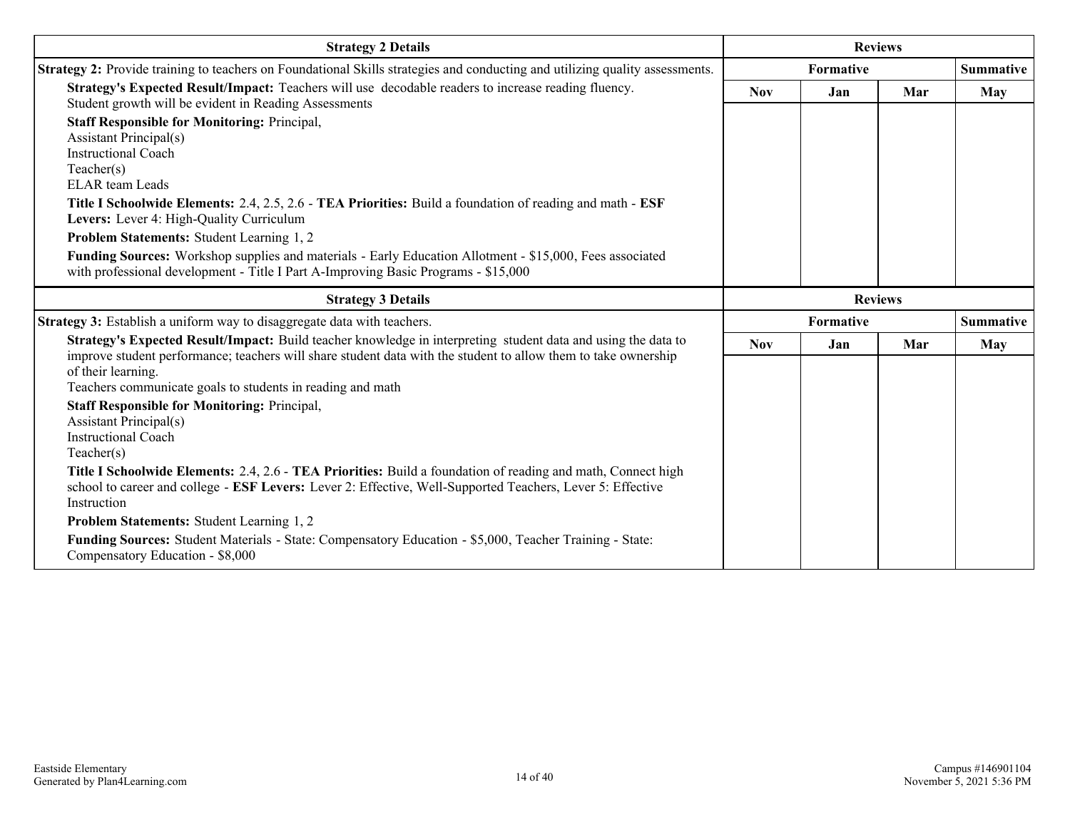| Strategy 2 Details | Reviews | | | |
| --- | --- | --- | --- | --- |
| **Strategy 2:** Provide training to teachers on Foundational Skills strategies and conducting and utilizing quality assessments. | Formative | | | Summative |
| **Strategy's Expected Result/Impact:** Teachers will use decodable readers to increase reading fluency. Student growth will be evident in Reading Assessments<br>**Staff Responsible for Monitoring:** Principal, Assistant Principal(s) Instructional Coach Teacher(s) ELAR team Leads<br>**Title I Schoolwide Elements:** 2.4, 2.5, 2.6 - **TEA Priorities:** Build a foundation of reading and math - **ESF Levers:** Lever 4: High-Quality Curriculum<br>**Problem Statements:** Student Learning 1, 2<br>**Funding Sources:** Workshop supplies and materials - Early Education Allotment - $15,000, Fees associated with professional development - Title I Part A-Improving Basic Programs - $15,000 | Nov | Jan | Mar | May |

| Strategy 3 Details | Reviews | | | |
| --- | --- | --- | --- | --- |
| **Strategy 3:** Establish a uniform way to disaggregate data with teachers. | Formative | | | Summative |
| **Strategy's Expected Result/Impact:** Build teacher knowledge in interpreting student data and using the data to improve student performance; teachers will share student data with the student to allow them to take ownership of their learning. Teachers communicate goals to students in reading and math<br>**Staff Responsible for Monitoring:** Principal, Assistant Principal(s) Instructional Coach Teacher(s)<br>**Title I Schoolwide Elements:** 2.4, 2.6 - **TEA Priorities:** Build a foundation of reading and math, Connect high school to career and college - **ESF Levers:** Lever 2: Effective, Well-Supported Teachers, Lever 5: Effective Instruction<br>**Problem Statements:** Student Learning 1, 2<br>**Funding Sources:** Student Materials - State: Compensatory Education - $5,000, Teacher Training - State: Compensatory Education - $8,000 | Nov | Jan | Mar | May |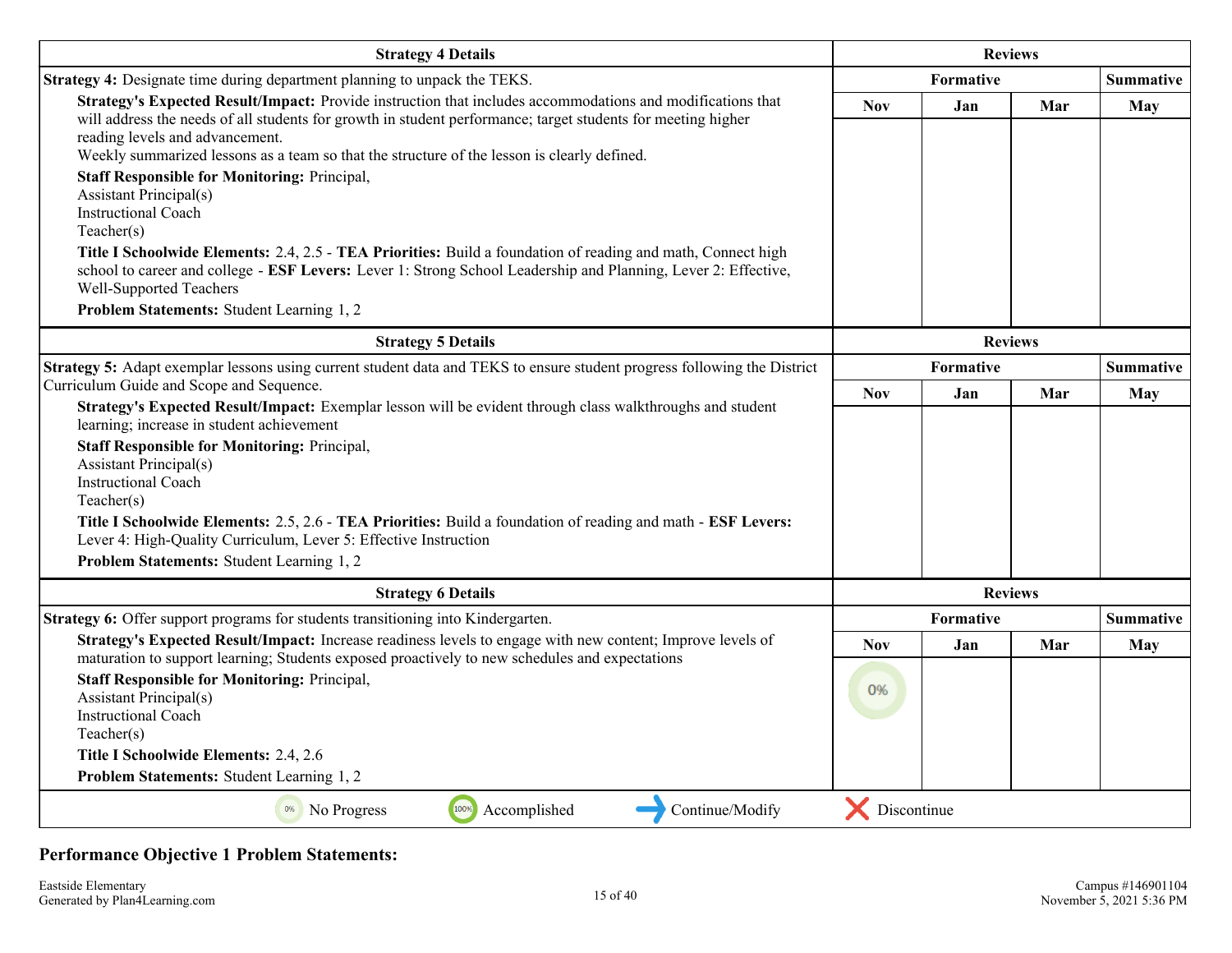| Strategy 4 Details | Reviews | | | |
|---|---|---|---|---|
| **Strategy 4:** Designate time during department planning to unpack the TEKS. | Formative | | | Summative |
| **Strategy's Expected Result/Impact:** Provide instruction that includes accommodations and modifications that will address the needs of all students for growth in student performance; target students for meeting higher reading levels and advancement. Weekly summarized lessons as a team so that the structure of the lesson is clearly defined. **Staff Responsible for Monitoring:** Principal, Assistant Principal(s) Instructional Coach Teacher(s) **Title I Schoolwide Elements:** 2.4, 2.5 - **TEA Priorities:** Build a foundation of reading and math, Connect high school to career and college - **ESF Levers:** Lever 1: Strong School Leadership and Planning, Lever 2: Effective, Well-Supported Teachers **Problem Statements:** Student Learning 1, 2 | Nov | Jan | Mar | May |

| Strategy 5 Details | Reviews | | | |
|---|---|---|---|---|
| **Strategy 5:** Adapt exemplar lessons using current student data and TEKS to ensure student progress following the District Curriculum Guide and Scope and Sequence. | Formative | | | Summative |
| **Strategy's Expected Result/Impact:** Exemplar lesson will be evident through class walkthroughs and student learning; increase in student achievement **Staff Responsible for Monitoring:** Principal, Assistant Principal(s) Instructional Coach Teacher(s) **Title I Schoolwide Elements:** 2.5, 2.6 - **TEA Priorities:** Build a foundation of reading and math - **ESF Levers:** Lever 4: High-Quality Curriculum, Lever 5: Effective Instruction **Problem Statements:** Student Learning 1, 2 | Nov | Jan | Mar | May |

| Strategy 6 Details | Reviews | | | |
|---|---|---|---|---|
| **Strategy 6:** Offer support programs for students transitioning into Kindergarten. | Formative | | | Summative |
| **Strategy's Expected Result/Impact:** Increase readiness levels to engage with new content; Improve levels of maturation to support learning; Students exposed proactively to new schedules and expectations **Staff Responsible for Monitoring:** Principal, Assistant Principal(s) Instructional Coach Teacher(s) **Title I Schoolwide Elements:** 2.4, 2.6 **Problem Statements:** Student Learning 1, 2 | Nov | Jan | Mar | May |
| | 0% | | | |

0% No Progress | 100% Accomplished | Continue/Modify | Discontinue

**Performance Objective 1 Problem Statements:**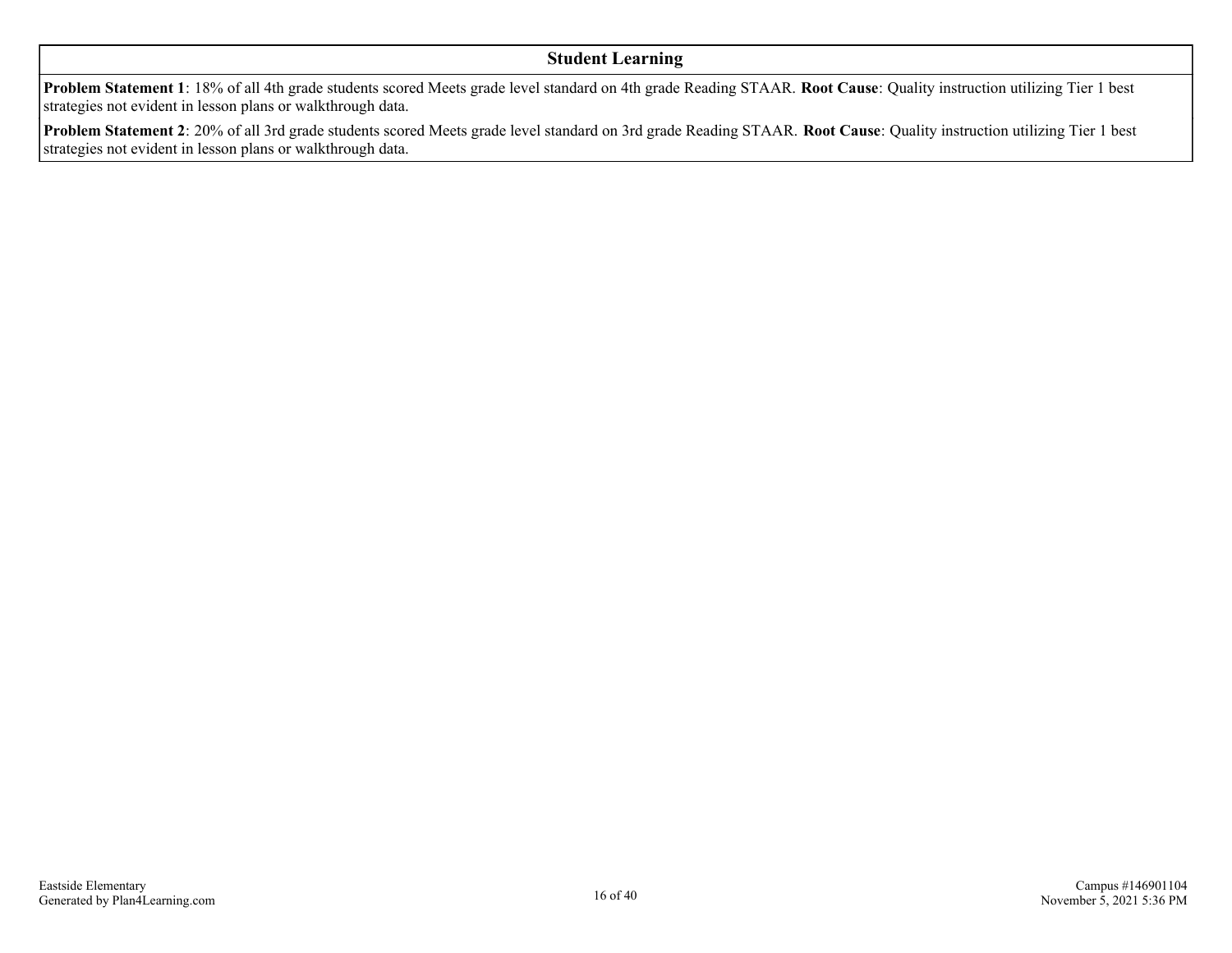## Student Learning

**Problem Statement 1**: 18% of all 4th grade students scored Meets grade level standard on 4th grade Reading STAAR. **Root Cause**: Quality instruction utilizing Tier 1 best strategies not evident in lesson plans or walkthrough data.

**Problem Statement 2**: 20% of all 3rd grade students scored Meets grade level standard on 3rd grade Reading STAAR. **Root Cause**: Quality instruction utilizing Tier 1 best strategies not evident in lesson plans or walkthrough data.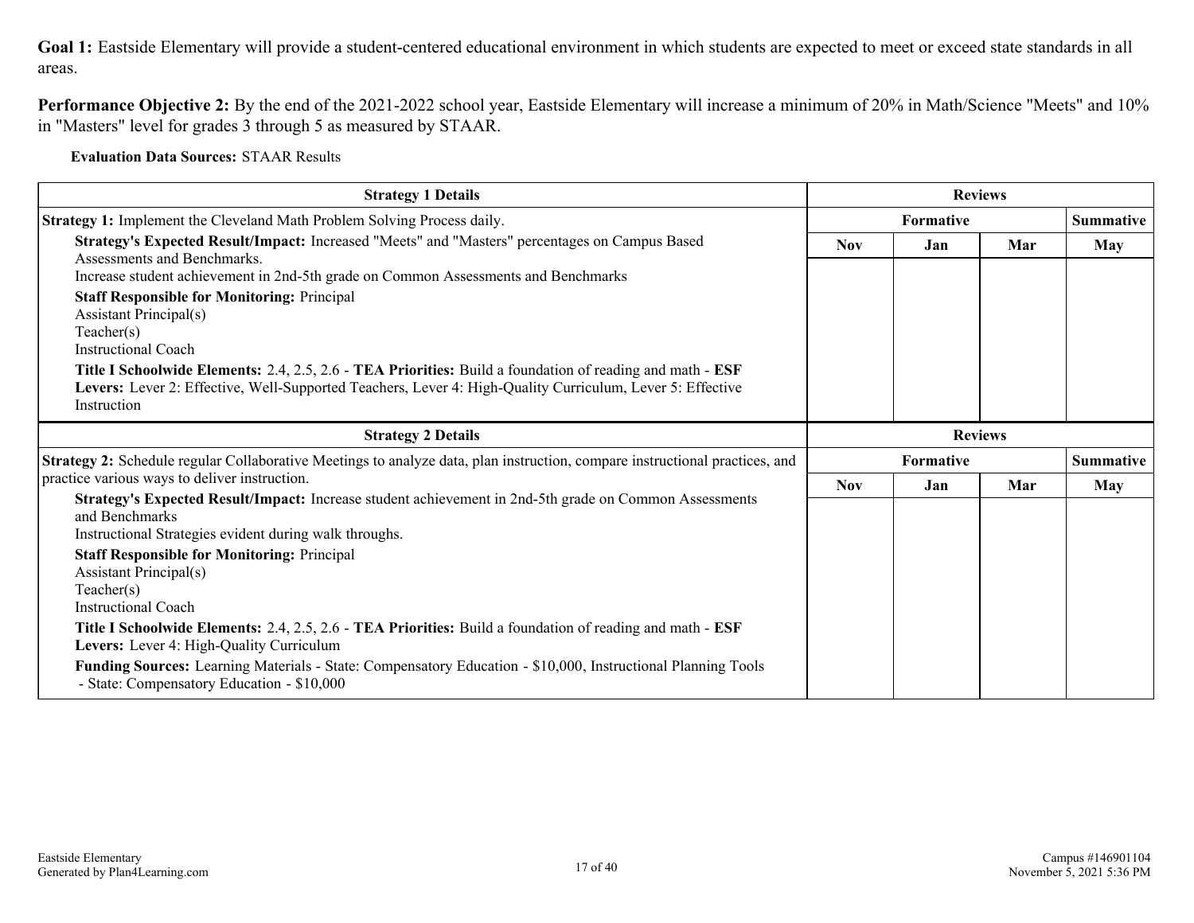**Goal 1:** Eastside Elementary will provide a student-centered educational environment in which students are expected to meet or exceed state standards in all areas.

**Performance Objective 2:** By the end of the 2021-2022 school year, Eastside Elementary will increase a minimum of 20% in Math/Science "Meets" and 10% in "Masters" level for grades 3 through 5 as measured by STAAR.

**Evaluation Data Sources:** STAAR Results

| Strategy 1 Details | Reviews | | | |
|---|---|---|---|---|
| | Formative | | | Summative |
| | Nov | Jan | Mar | May |
| **Strategy 1:** Implement the Cleveland Math Problem Solving Process daily.<br>**Strategy's Expected Result/Impact:** Increased "Meets" and "Masters" percentages on Campus Based Assessments and Benchmarks.<br>Increase student achievement in 2nd-5th grade on Common Assessments and Benchmarks<br>**Staff Responsible for Monitoring:** Principal<br>Assistant Principal(s)<br>Teacher(s)<br>Instructional Coach<br>**Title I Schoolwide Elements:** 2.4, 2.5, 2.6 - **TEA Priorities:** Build a foundation of reading and math - **ESF Levers:** Lever 2: Effective, Well-Supported Teachers, Lever 4: High-Quality Curriculum, Lever 5: Effective Instruction | | | | |

| Strategy 2 Details | Reviews | | | |
|---|---|---|---|---|
| | Formative | | | Summative |
| | Nov | Jan | Mar | May |
| **Strategy 2:** Schedule regular Collaborative Meetings to analyze data, plan instruction, compare instructional practices, and practice various ways to deliver instruction.<br>**Strategy's Expected Result/Impact:** Increase student achievement in 2nd-5th grade on Common Assessments and Benchmarks<br>Instructional Strategies evident during walk throughs.<br>**Staff Responsible for Monitoring:** Principal<br>Assistant Principal(s)<br>Teacher(s)<br>Instructional Coach<br>**Title I Schoolwide Elements:** 2.4, 2.5, 2.6 - **TEA Priorities:** Build a foundation of reading and math - **ESF Levers:** Lever 4: High-Quality Curriculum<br>**Funding Sources:** Learning Materials - State: Compensatory Education - $10,000, Instructional Planning Tools - State: Compensatory Education - $10,000 | | | | |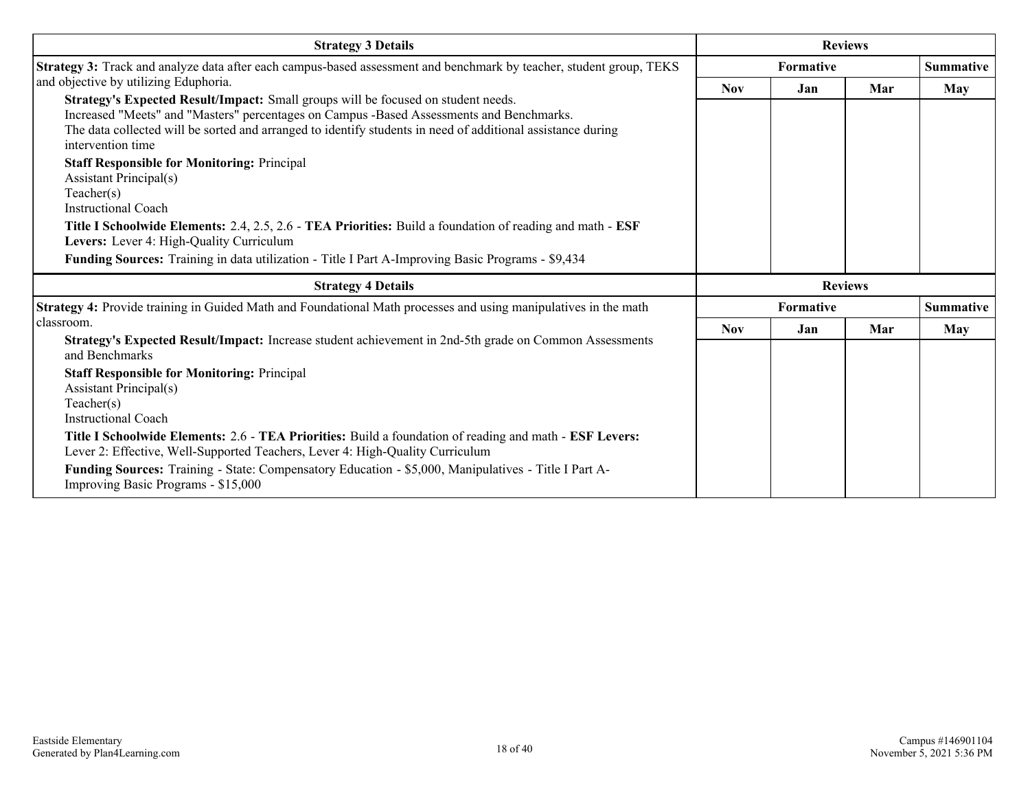| Strategy 3 Details | Reviews | | | |
|---|---|---|---|---|
| | Formative | | | Summative |
| | Nov | Jan | Mar | May |
| **Strategy 3:** Track and analyze data after each campus-based assessment and benchmark by teacher, student group, TEKS and objective by utilizing Eduphoria.<br>**Strategy's Expected Result/Impact:** Small groups will be focused on student needs.<br>Increased "Meets" and "Masters" percentages on Campus -Based Assessments and Benchmarks.<br>The data collected will be sorted and arranged to identify students in need of additional assistance during intervention time<br>**Staff Responsible for Monitoring:** Principal<br>Assistant Principal(s)<br>Teacher(s)<br>Instructional Coach<br>**Title I Schoolwide Elements:** 2.4, 2.5, 2.6 - **TEA Priorities:** Build a foundation of reading and math - **ESF Levers:** Lever 4: High-Quality Curriculum<br>**Funding Sources:** Training in data utilization - Title I Part A-Improving Basic Programs - $9,434 | | | | |

| Strategy 4 Details | Reviews | | | |
|---|---|---|---|---|
| | Formative | | | Summative |
| | Nov | Jan | Mar | May |
| **Strategy 4:** Provide training in Guided Math and Foundational Math processes and using manipulatives in the math classroom.<br>**Strategy's Expected Result/Impact:** Increase student achievement in 2nd-5th grade on Common Assessments and Benchmarks<br>**Staff Responsible for Monitoring:** Principal<br>Assistant Principal(s)<br>Teacher(s)<br>Instructional Coach<br>**Title I Schoolwide Elements:** 2.6 - **TEA Priorities:** Build a foundation of reading and math - **ESF Levers:** Lever 2: Effective, Well-Supported Teachers, Lever 4: High-Quality Curriculum<br>**Funding Sources:** Training - State: Compensatory Education - $5,000, Manipulatives - Title I Part A-Improving Basic Programs - $15,000 | | | | |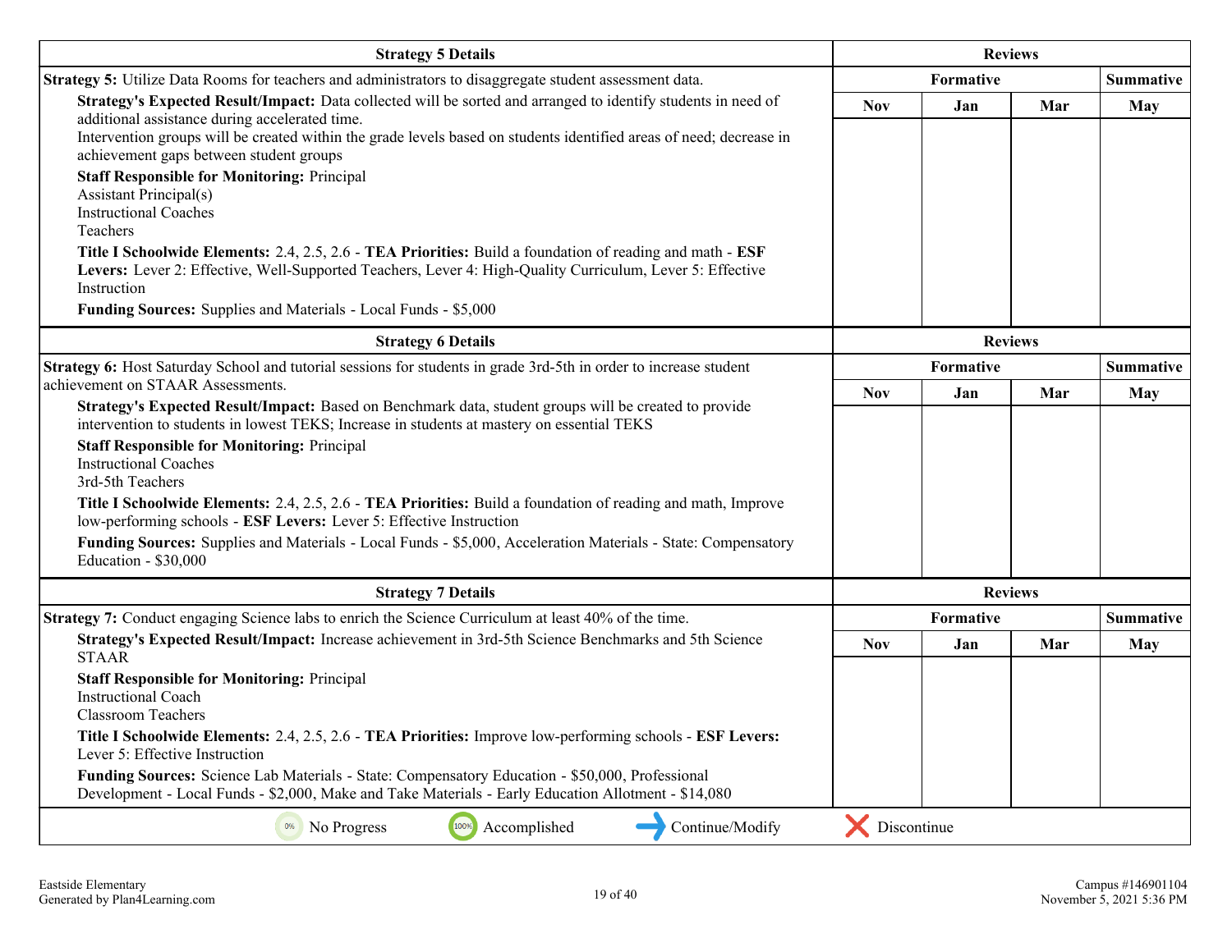| Strategy 5 Details | Reviews | | | |
|---|---|---|---|---|
| **Strategy 5:** Utilize Data Rooms for teachers and administrators to disaggregate student assessment data. | Formative | | | Summative |
| **Strategy's Expected Result/Impact:** Data collected will be sorted and arranged to identify students in need of additional assistance during accelerated time. Intervention groups will be created within the grade levels based on students identified areas of need; decrease in achievement gaps between student groups<br>**Staff Responsible for Monitoring:** Principal<br>Assistant Principal(s)<br>Instructional Coaches<br>Teachers<br>**Title I Schoolwide Elements:** 2.4, 2.5, 2.6 - **TEA Priorities:** Build a foundation of reading and math - **ESF Levers:** Lever 2: Effective, Well-Supported Teachers, Lever 4: High-Quality Curriculum, Lever 5: Effective Instruction<br>**Funding Sources:** Supplies and Materials - Local Funds - $5,000 | Nov | Jan | Mar | May |

| Strategy 6 Details | Reviews | | | |
|---|---|---|---|---|
| **Strategy 6:** Host Saturday School and tutorial sessions for students in grade 3rd-5th in order to increase student achievement on STAAR Assessments. | Formative | | | Summative |
| **Strategy's Expected Result/Impact:** Based on Benchmark data, student groups will be created to provide intervention to students in lowest TEKS; Increase in students at mastery on essential TEKS<br>**Staff Responsible for Monitoring:** Principal<br>Instructional Coaches<br>3rd-5th Teachers<br>**Title I Schoolwide Elements:** 2.4, 2.5, 2.6 - **TEA Priorities:** Build a foundation of reading and math, Improve low-performing schools - **ESF Levers:** Lever 5: Effective Instruction<br>**Funding Sources:** Supplies and Materials - Local Funds - $5,000, Acceleration Materials - State: Compensatory Education - $30,000 | Nov | Jan | Mar | May |

| Strategy 7 Details | Reviews | | | |
|---|---|---|---|---|
| **Strategy 7:** Conduct engaging Science labs to enrich the Science Curriculum at least 40% of the time. | Formative | | | Summative |
| **Strategy's Expected Result/Impact:** Increase achievement in 3rd-5th Science Benchmarks and 5th Science STAAR<br>**Staff Responsible for Monitoring:** Principal<br>Instructional Coach<br>Classroom Teachers<br>**Title I Schoolwide Elements:** 2.4, 2.5, 2.6 - **TEA Priorities:** Improve low-performing schools - **ESF Levers:** Lever 5: Effective Instruction<br>**Funding Sources:** Science Lab Materials - State: Compensatory Education - $50,000, Professional Development - Local Funds - $2,000, Make and Take Materials - Early Education Allotment - $14,080 | Nov | Jan | Mar | May |

0% No Progress &nbsp;&nbsp; 100% Accomplished &nbsp;&nbsp; → Continue/Modify &nbsp;&nbsp; ✗ Discontinue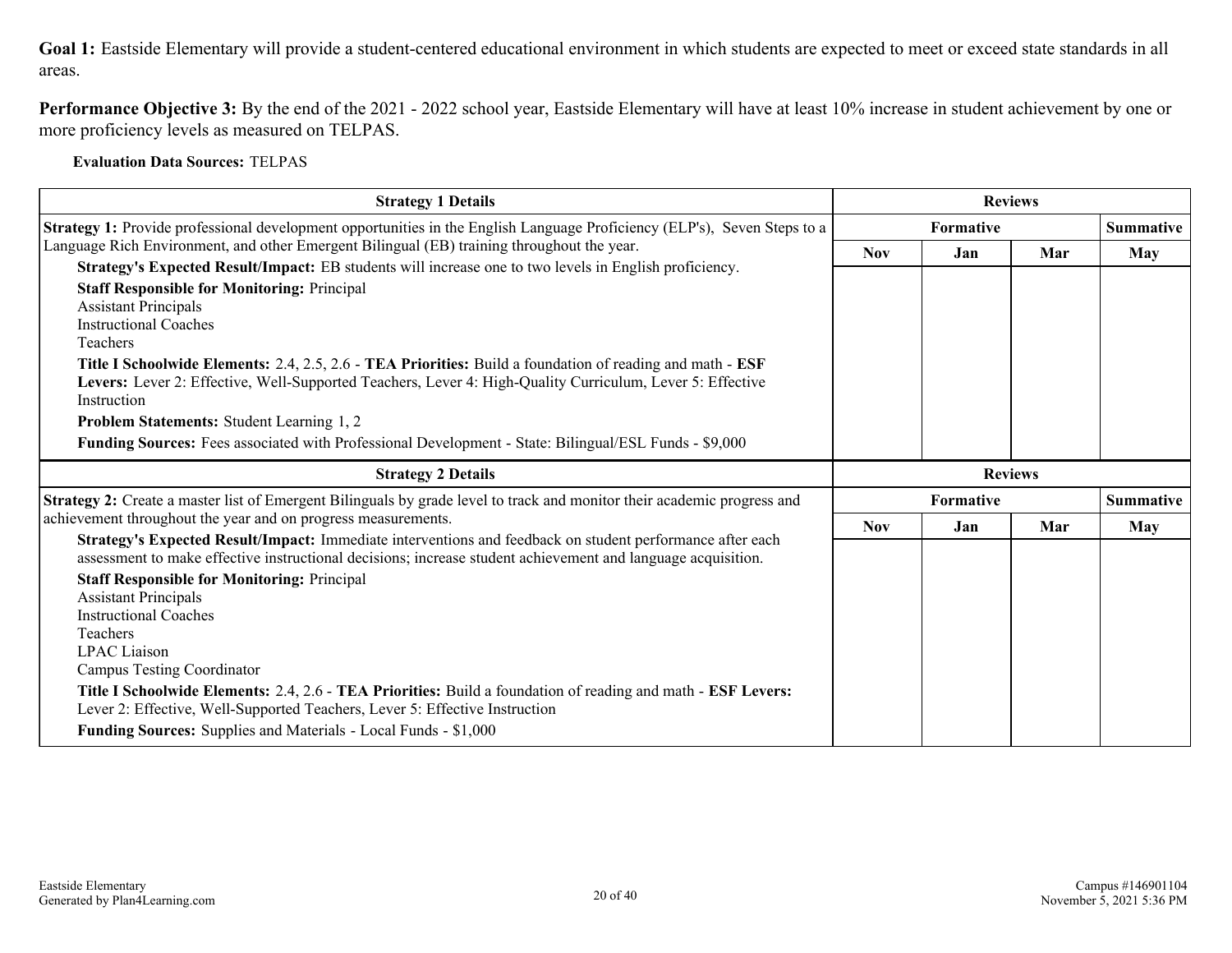**Goal 1:** Eastside Elementary will provide a student-centered educational environment in which students are expected to meet or exceed state standards in all areas.

**Performance Objective 3:** By the end of the 2021 - 2022 school year, Eastside Elementary will have at least 10% increase in student achievement by one or more proficiency levels as measured on TELPAS.

**Evaluation Data Sources:** TELPAS

| Strategy 1 Details | Reviews | | | |
|---|---|---|---|---|
| | Formative | | | Summative |
| | Nov | Jan | Mar | May |
| **Strategy 1:** Provide professional development opportunities in the English Language Proficiency (ELP's), Seven Steps to a Language Rich Environment, and other Emergent Bilingual (EB) training throughout the year.<br>**Strategy's Expected Result/Impact:** EB students will increase one to two levels in English proficiency.<br>**Staff Responsible for Monitoring:** Principal<br>Assistant Principals<br>Instructional Coaches<br>Teachers<br>**Title I Schoolwide Elements:** 2.4, 2.5, 2.6 - **TEA Priorities:** Build a foundation of reading and math - **ESF Levers:** Lever 2: Effective, Well-Supported Teachers, Lever 4: High-Quality Curriculum, Lever 5: Effective Instruction<br>**Problem Statements:** Student Learning 1, 2<br>**Funding Sources:** Fees associated with Professional Development - State: Bilingual/ESL Funds - $9,000 | | | | |

| Strategy 2 Details | Reviews | | | |
|---|---|---|---|---|
| | Formative | | | Summative |
| | Nov | Jan | Mar | May |
| **Strategy 2:** Create a master list of Emergent Bilinguals by grade level to track and monitor their academic progress and achievement throughout the year and on progress measurements.<br>**Strategy's Expected Result/Impact:** Immediate interventions and feedback on student performance after each assessment to make effective instructional decisions; increase student achievement and language acquisition.<br>**Staff Responsible for Monitoring:** Principal<br>Assistant Principals<br>Instructional Coaches<br>Teachers<br>LPAC Liaison<br>Campus Testing Coordinator<br>**Title I Schoolwide Elements:** 2.4, 2.6 - **TEA Priorities:** Build a foundation of reading and math - **ESF Levers:** Lever 2: Effective, Well-Supported Teachers, Lever 5: Effective Instruction<br>**Funding Sources:** Supplies and Materials - Local Funds - $1,000 | | | | |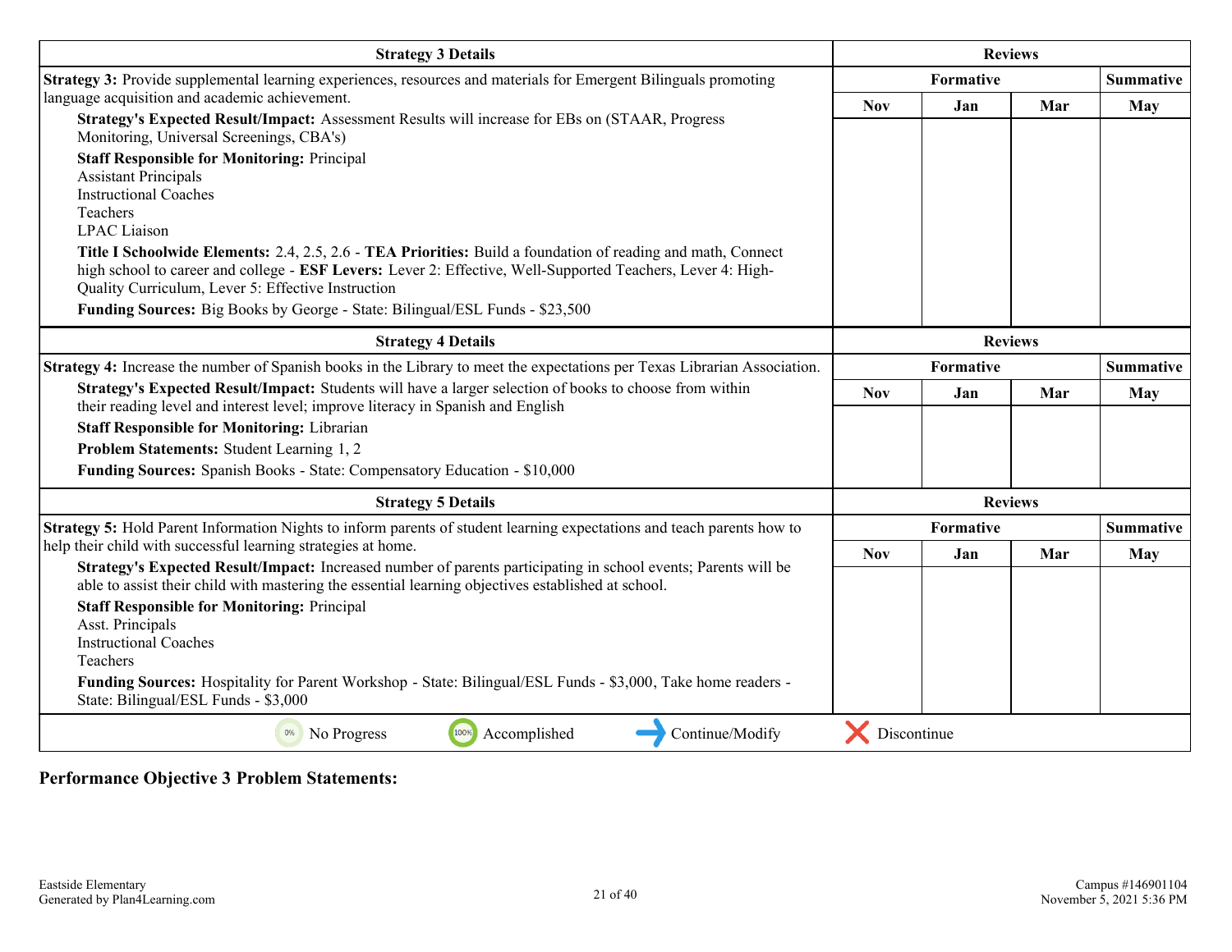| Strategy 3 Details | Reviews | | | |
|---|---|---|---|---|
| | Formative | | | Summative |
| **Strategy 3:** Provide supplemental learning experiences, resources and materials for Emergent Bilinguals promoting language acquisition and academic achievement.<br>**Strategy's Expected Result/Impact:** Assessment Results will increase for EBs on (STAAR, Progress Monitoring, Universal Screenings, CBA's)<br>**Staff Responsible for Monitoring:** Principal<br>Assistant Principals<br>Instructional Coaches<br>Teachers<br>LPAC Liaison<br>**Title I Schoolwide Elements:** 2.4, 2.5, 2.6 - **TEA Priorities:** Build a foundation of reading and math, Connect high school to career and college - **ESF Levers:** Lever 2: Effective, Well-Supported Teachers, Lever 4: High-Quality Curriculum, Lever 5: Effective Instruction<br>**Funding Sources:** Big Books by George - State: Bilingual/ESL Funds - $23,500 | Nov | Jan | Mar | May |

| Strategy 4 Details | Reviews | | | |
|---|---|---|---|---|
| | Formative | | | Summative |
| **Strategy 4:** Increase the number of Spanish books in the Library to meet the expectations per Texas Librarian Association.<br>**Strategy's Expected Result/Impact:** Students will have a larger selection of books to choose from within their reading level and interest level; improve literacy in Spanish and English<br>**Staff Responsible for Monitoring:** Librarian<br>**Problem Statements:** Student Learning 1, 2<br>**Funding Sources:** Spanish Books - State: Compensatory Education - $10,000 | Nov | Jan | Mar | May |

| Strategy 5 Details | Reviews | | | |
|---|---|---|---|---|
| | Formative | | | Summative |
| **Strategy 5:** Hold Parent Information Nights to inform parents of student learning expectations and teach parents how to help their child with successful learning strategies at home.<br>**Strategy's Expected Result/Impact:** Increased number of parents participating in school events; Parents will be able to assist their child with mastering the essential learning objectives established at school.<br>**Staff Responsible for Monitoring:** Principal<br>Asst. Principals<br>Instructional Coaches<br>Teachers<br>**Funding Sources:** Hospitality for Parent Workshop - State: Bilingual/ESL Funds - $3,000, Take home readers - State: Bilingual/ESL Funds - $3,000 | Nov | Jan | Mar | May |

0% No Progress | 100% Accomplished | Continue/Modify | Discontinue

## Performance Objective 3 Problem Statements: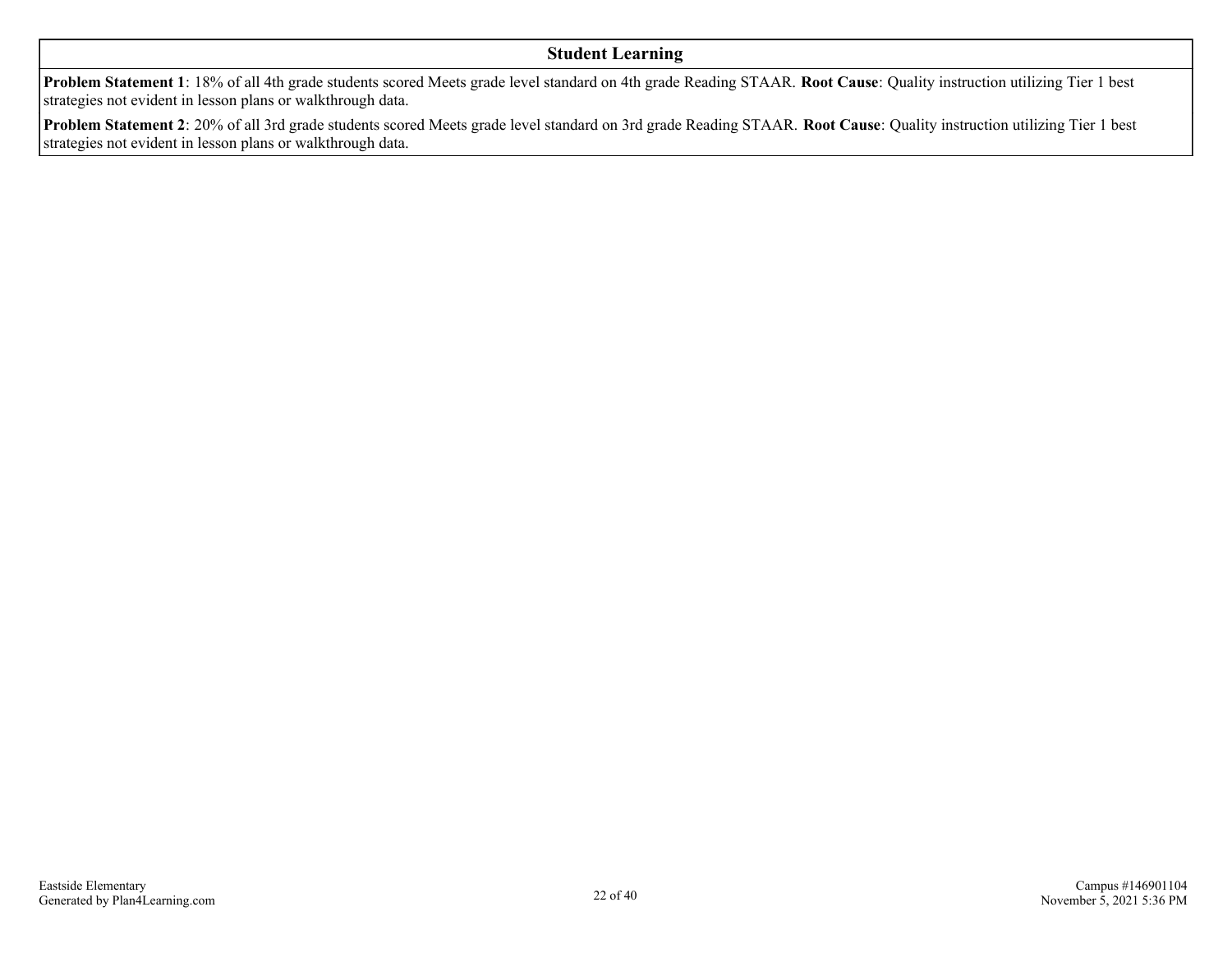## Student Learning

**Problem Statement 1**: 18% of all 4th grade students scored Meets grade level standard on 4th grade Reading STAAR. **Root Cause**: Quality instruction utilizing Tier 1 best strategies not evident in lesson plans or walkthrough data.

**Problem Statement 2**: 20% of all 3rd grade students scored Meets grade level standard on 3rd grade Reading STAAR. **Root Cause**: Quality instruction utilizing Tier 1 best strategies not evident in lesson plans or walkthrough data.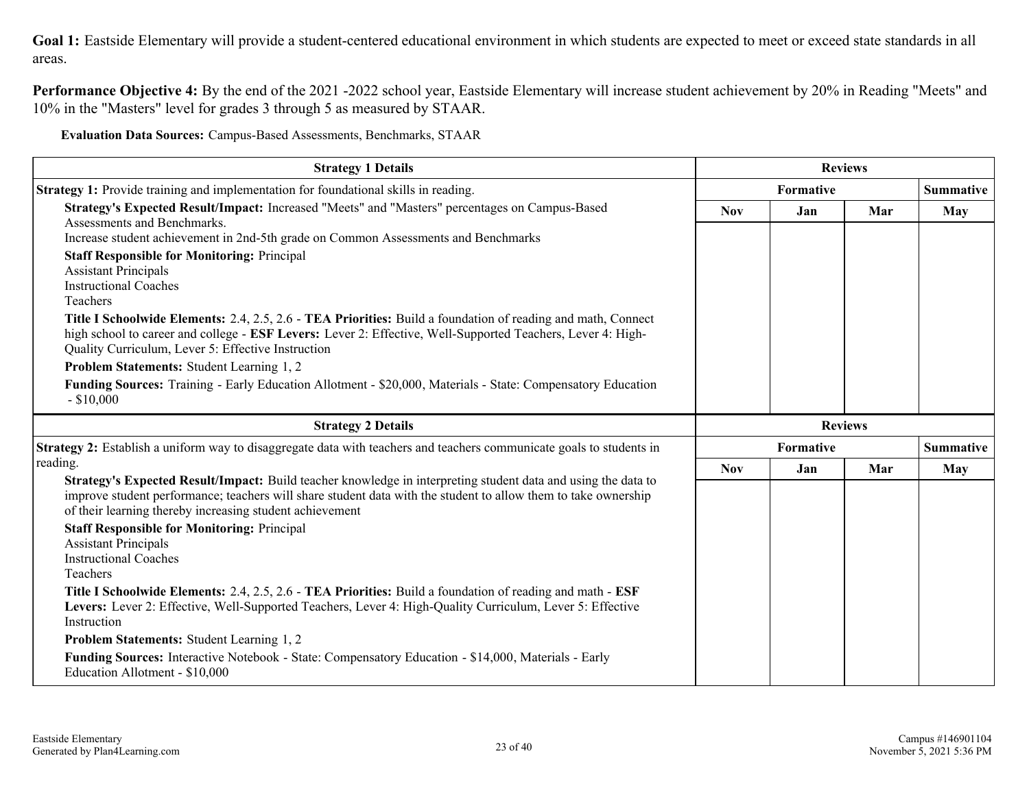**Goal 1:** Eastside Elementary will provide a student-centered educational environment in which students are expected to meet or exceed state standards in all areas.

**Performance Objective 4:** By the end of the 2021 -2022 school year, Eastside Elementary will increase student achievement by 20% in Reading "Meets" and 10% in the "Masters" level for grades 3 through 5 as measured by STAAR.

**Evaluation Data Sources:** Campus-Based Assessments, Benchmarks, STAAR

| Strategy 1 Details | Reviews | | | |
|---|---|---|---|---|
| | Formative | | | Summative |
| | Nov | Jan | Mar | May |
| **Strategy 1:** Provide training and implementation for foundational skills in reading.<br>**Strategy's Expected Result/Impact:** Increased "Meets" and "Masters" percentages on Campus-Based Assessments and Benchmarks.<br>Increase student achievement in 2nd-5th grade on Common Assessments and Benchmarks<br>**Staff Responsible for Monitoring:** Principal<br>Assistant Principals<br>Instructional Coaches<br>Teachers<br>**Title I Schoolwide Elements:** 2.4, 2.5, 2.6 - **TEA Priorities:** Build a foundation of reading and math, Connect high school to career and college - **ESF Levers:** Lever 2: Effective, Well-Supported Teachers, Lever 4: High-Quality Curriculum, Lever 5: Effective Instruction<br>**Problem Statements:** Student Learning 1, 2<br>**Funding Sources:** Training - Early Education Allotment - $20,000, Materials - State: Compensatory Education - $10,000 | | | | |

| Strategy 2 Details | Reviews | | | |
|---|---|---|---|---|
| | Formative | | | Summative |
| | Nov | Jan | Mar | May |
| **Strategy 2:** Establish a uniform way to disaggregate data with teachers and teachers communicate goals to students in reading.<br>**Strategy's Expected Result/Impact:** Build teacher knowledge in interpreting student data and using the data to improve student performance; teachers will share student data with the student to allow them to take ownership of their learning thereby increasing student achievement<br>**Staff Responsible for Monitoring:** Principal<br>Assistant Principals<br>Instructional Coaches<br>Teachers<br>**Title I Schoolwide Elements:** 2.4, 2.5, 2.6 - **TEA Priorities:** Build a foundation of reading and math - **ESF Levers:** Lever 2: Effective, Well-Supported Teachers, Lever 4: High-Quality Curriculum, Lever 5: Effective Instruction<br>**Problem Statements:** Student Learning 1, 2<br>**Funding Sources:** Interactive Notebook - State: Compensatory Education - $14,000, Materials - Early Education Allotment - $10,000 | | | | |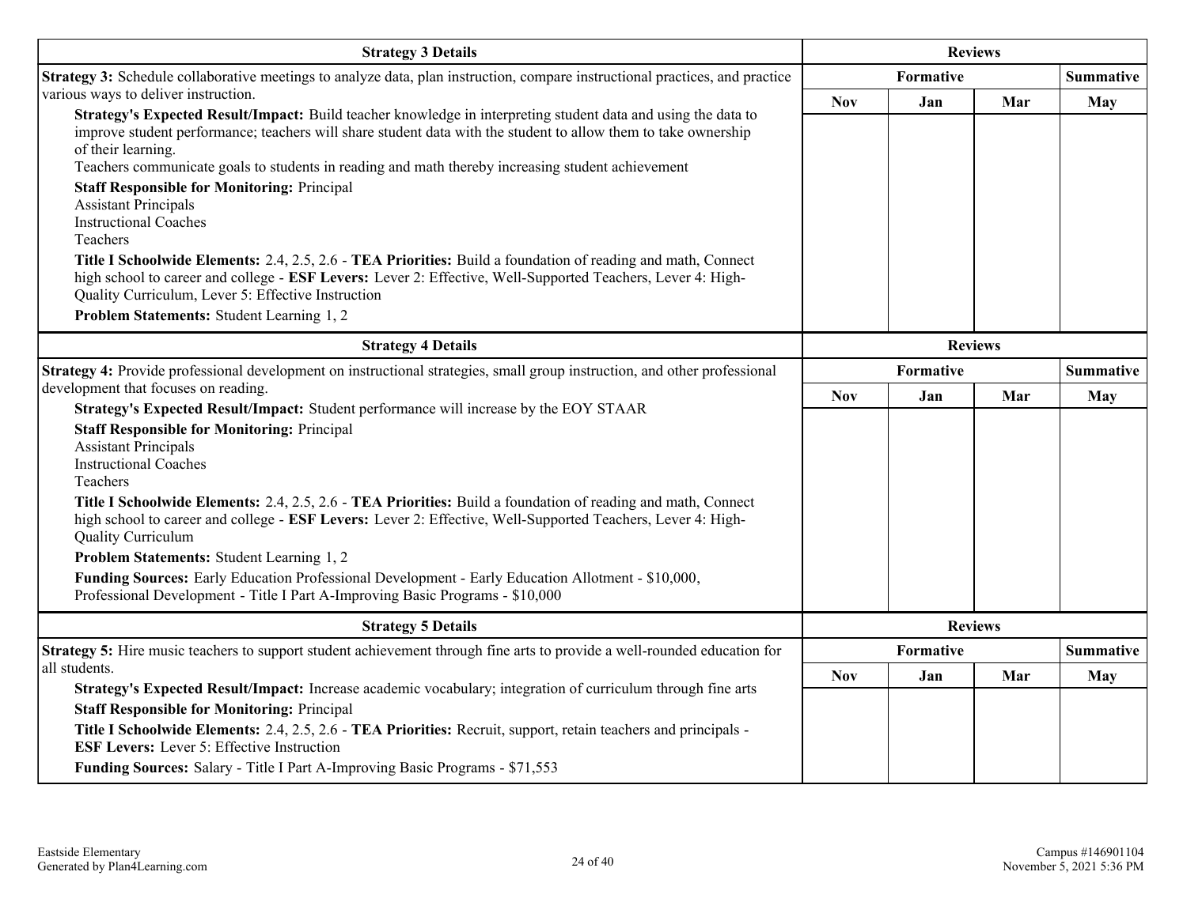| Strategy 3 Details | Reviews | | | |
|---|---|---|---|---|
| | Formative | | | Summative |
| | Nov | Jan | Mar | May |
| **Strategy 3:** Schedule collaborative meetings to analyze data, plan instruction, compare instructional practices, and practice various ways to deliver instruction.<br>**Strategy's Expected Result/Impact:** Build teacher knowledge in interpreting student data and using the data to improve student performance; teachers will share student data with the student to allow them to take ownership of their learning.<br>Teachers communicate goals to students in reading and math thereby increasing student achievement<br>**Staff Responsible for Monitoring:** Principal<br>Assistant Principals<br>Instructional Coaches<br>Teachers<br>**Title I Schoolwide Elements:** 2.4, 2.5, 2.6 - **TEA Priorities:** Build a foundation of reading and math, Connect high school to career and college - **ESF Levers:** Lever 2: Effective, Well-Supported Teachers, Lever 4: High-Quality Curriculum, Lever 5: Effective Instruction<br>**Problem Statements:** Student Learning 1, 2 | | | | |

| Strategy 4 Details | Reviews | | | |
|---|---|---|---|---|
| | Formative | | | Summative |
| | Nov | Jan | Mar | May |
| **Strategy 4:** Provide professional development on instructional strategies, small group instruction, and other professional development that focuses on reading.<br>**Strategy's Expected Result/Impact:** Student performance will increase by the EOY STAAR<br>**Staff Responsible for Monitoring:** Principal<br>Assistant Principals<br>Instructional Coaches<br>Teachers<br>**Title I Schoolwide Elements:** 2.4, 2.5, 2.6 - **TEA Priorities:** Build a foundation of reading and math, Connect high school to career and college - **ESF Levers:** Lever 2: Effective, Well-Supported Teachers, Lever 4: High-Quality Curriculum<br>**Problem Statements:** Student Learning 1, 2<br>**Funding Sources:** Early Education Professional Development - Early Education Allotment - $10,000, Professional Development - Title I Part A-Improving Basic Programs - $10,000 | | | | |

| Strategy 5 Details | Reviews | | | |
|---|---|---|---|---|
| | Formative | | | Summative |
| | Nov | Jan | Mar | May |
| **Strategy 5:** Hire music teachers to support student achievement through fine arts to provide a well-rounded education for all students.<br>**Strategy's Expected Result/Impact:** Increase academic vocabulary; integration of curriculum through fine arts<br>**Staff Responsible for Monitoring:** Principal<br>**Title I Schoolwide Elements:** 2.4, 2.5, 2.6 - **TEA Priorities:** Recruit, support, retain teachers and principals - **ESF Levers:** Lever 5: Effective Instruction<br>**Funding Sources:** Salary - Title I Part A-Improving Basic Programs - $71,553 | | | | |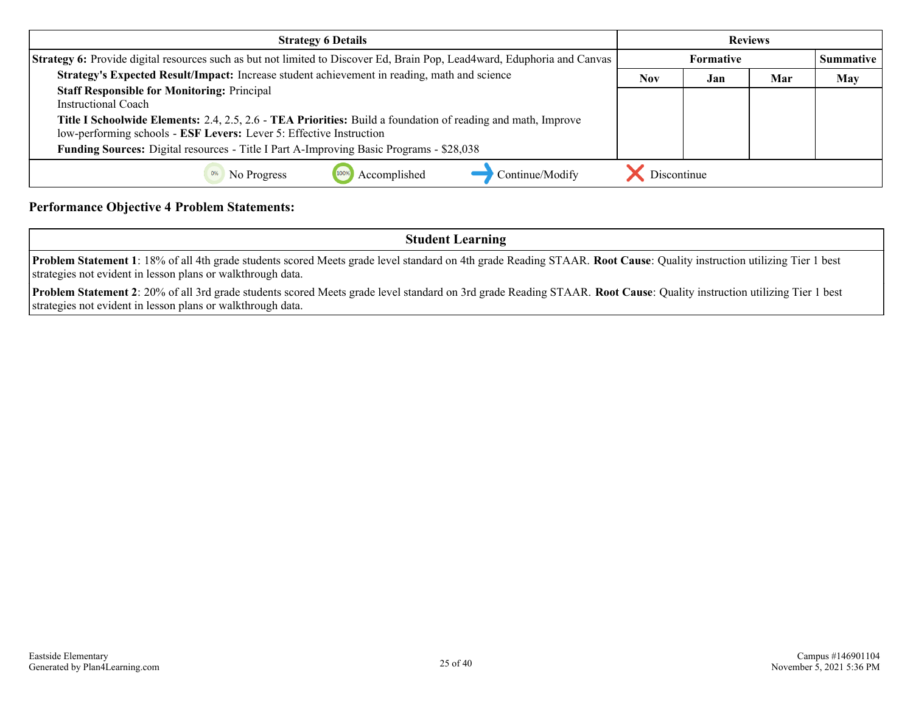| Strategy 6 Details | Reviews | | | |
|---|---|---|---|---|
| | Formative | | | Summative |
| **Strategy 6:** Provide digital resources such as but not limited to Discover Ed, Brain Pop, Lead4ward, Eduphoria and Canvas<br>**Strategy's Expected Result/Impact:** Increase student achievement in reading, math and science<br>**Staff Responsible for Monitoring:** Principal<br>Instructional Coach<br>**Title I Schoolwide Elements:** 2.4, 2.5, 2.6 - **TEA Priorities:** Build a foundation of reading and math, Improve low-performing schools - **ESF Levers:** Lever 5: Effective Instruction<br>**Funding Sources:** Digital resources - Title I Part A-Improving Basic Programs - $28,038 | Nov | Jan | Mar | May |
| | | | | |

No Progress | Accomplished | Continue/Modify | Discontinue

**Performance Objective 4 Problem Statements:**

| Student Learning |
|---|
| **Problem Statement 1**: 18% of all 4th grade students scored Meets grade level standard on 4th grade Reading STAAR. **Root Cause**: Quality instruction utilizing Tier 1 best strategies not evident in lesson plans or walkthrough data. |
| **Problem Statement 2**: 20% of all 3rd grade students scored Meets grade level standard on 3rd grade Reading STAAR. **Root Cause**: Quality instruction utilizing Tier 1 best strategies not evident in lesson plans or walkthrough data. |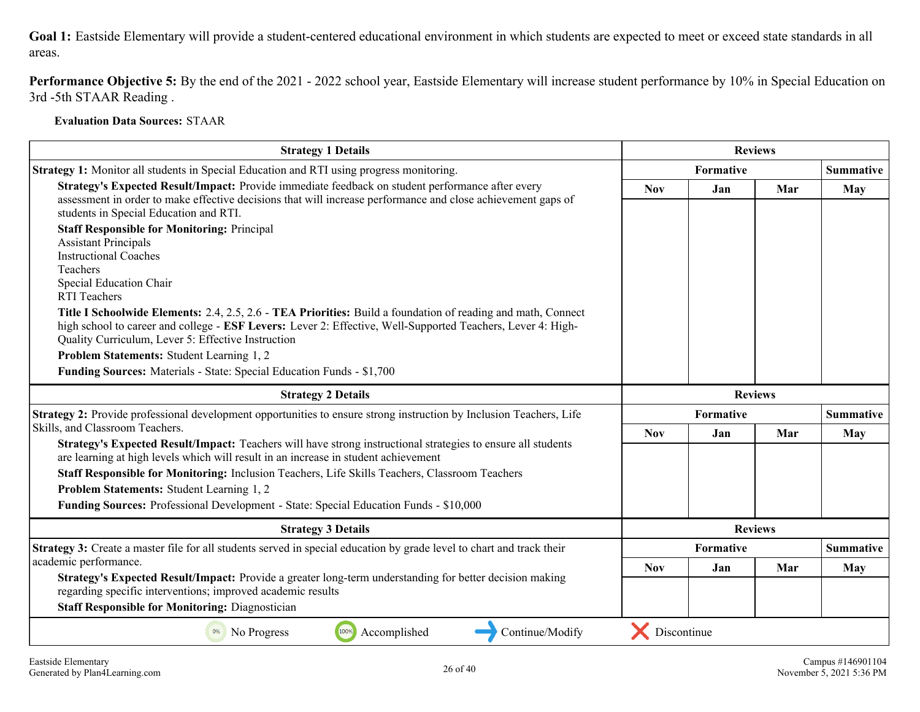**Goal 1:** Eastside Elementary will provide a student-centered educational environment in which students are expected to meet or exceed state standards in all areas.

**Performance Objective 5:** By the end of the 2021 - 2022 school year, Eastside Elementary will increase student performance by 10% in Special Education on 3rd -5th STAAR Reading .

**Evaluation Data Sources:** STAAR

| Strategy 1 Details | Reviews | | | |
|---|---|---|---|---|
| | Formative | | | Summative |
| **Strategy 1:** Monitor all students in Special Education and RTI using progress monitoring. | Nov | Jan | Mar | May |
| **Strategy's Expected Result/Impact:** Provide immediate feedback on student performance after every assessment in order to make effective decisions that will increase performance and close achievement gaps of students in Special Education and RTI.<br>**Staff Responsible for Monitoring:** Principal<br>Assistant Principals<br>Instructional Coaches<br>Teachers<br>Special Education Chair<br>RTI Teachers<br>**Title I Schoolwide Elements:** 2.4, 2.5, 2.6 - **TEA Priorities:** Build a foundation of reading and math, Connect high school to career and college - **ESF Levers:** Lever 2: Effective, Well-Supported Teachers, Lever 4: High-Quality Curriculum, Lever 5: Effective Instruction<br>**Problem Statements:** Student Learning 1, 2<br>**Funding Sources:** Materials - State: Special Education Funds - $1,700 | | | | |

| Strategy 2 Details | Reviews | | | |
|---|---|---|---|---|
| | Formative | | | Summative |
| **Strategy 2:** Provide professional development opportunities to ensure strong instruction by Inclusion Teachers, Life Skills, and Classroom Teachers. | Nov | Jan | Mar | May |
| **Strategy's Expected Result/Impact:** Teachers will have strong instructional strategies to ensure all students are learning at high levels which will result in an increase in student achievement<br>**Staff Responsible for Monitoring:** Inclusion Teachers, Life Skills Teachers, Classroom Teachers<br>**Problem Statements:** Student Learning 1, 2<br>**Funding Sources:** Professional Development - State: Special Education Funds - $10,000 | | | | |

| Strategy 3 Details | Reviews | | | |
|---|---|---|---|---|
| | Formative | | | Summative |
| **Strategy 3:** Create a master file for all students served in special education by grade level to chart and track their academic performance. | Nov | Jan | Mar | May |
| **Strategy's Expected Result/Impact:** Provide a greater long-term understanding for better decision making regarding specific interventions; improved academic results<br>**Staff Responsible for Monitoring:** Diagnostician | | | | |

0% No Progress | 100% Accomplished | Continue/Modify | Discontinue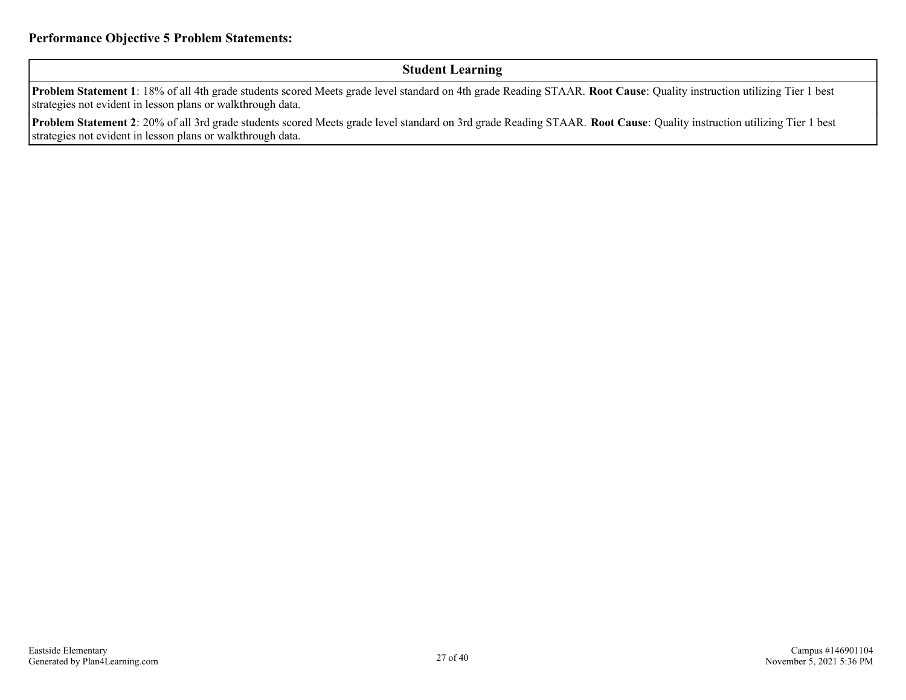**Performance Objective 5 Problem Statements:**

| Student Learning |
|---|
| **Problem Statement 1**: 18% of all 4th grade students scored Meets grade level standard on 4th grade Reading STAAR. **Root Cause**: Quality instruction utilizing Tier 1 best strategies not evident in lesson plans or walkthrough data. |
| **Problem Statement 2**: 20% of all 3rd grade students scored Meets grade level standard on 3rd grade Reading STAAR. **Root Cause**: Quality instruction utilizing Tier 1 best strategies not evident in lesson plans or walkthrough data. |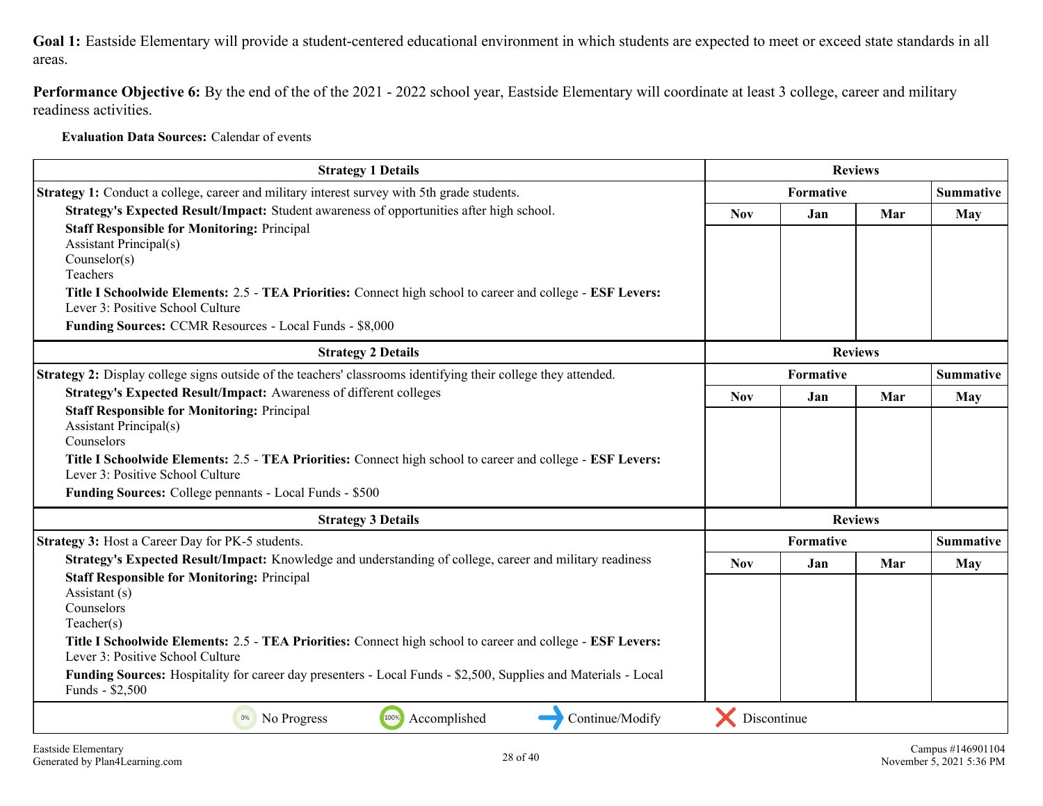**Goal 1:** Eastside Elementary will provide a student-centered educational environment in which students are expected to meet or exceed state standards in all areas.

**Performance Objective 6:** By the end of the of the 2021 - 2022 school year, Eastside Elementary will coordinate at least 3 college, career and military readiness activities.

**Evaluation Data Sources:** Calendar of events

| Strategy 1 Details | Reviews | | | |
|---|---|---|---|---|
| **Strategy 1:** Conduct a college, career and military interest survey with 5th grade students. | Formative | | | Summative |
| **Strategy's Expected Result/Impact:** Student awareness of opportunities after high school.<br>**Staff Responsible for Monitoring:** Principal<br>Assistant Principal(s)<br>Counselor(s)<br>Teachers<br>**Title I Schoolwide Elements:** 2.5 - **TEA Priorities:** Connect high school to career and college - **ESF Levers:** Lever 3: Positive School Culture<br>**Funding Sources:** CCMR Resources - Local Funds - $8,000 | Nov | Jan | Mar | May |

| Strategy 2 Details | Reviews | | | |
|---|---|---|---|---|
| **Strategy 2:** Display college signs outside of the teachers' classrooms identifying their college they attended. | Formative | | | Summative |
| **Strategy's Expected Result/Impact:** Awareness of different colleges<br>**Staff Responsible for Monitoring:** Principal<br>Assistant Principal(s)<br>Counselors<br>**Title I Schoolwide Elements:** 2.5 - **TEA Priorities:** Connect high school to career and college - **ESF Levers:** Lever 3: Positive School Culture<br>**Funding Sources:** College pennants - Local Funds - $500 | Nov | Jan | Mar | May |

| Strategy 3 Details | Reviews | | | |
|---|---|---|---|---|
| **Strategy 3:** Host a Career Day for PK-5 students. | Formative | | | Summative |
| **Strategy's Expected Result/Impact:** Knowledge and understanding of college, career and military readiness<br>**Staff Responsible for Monitoring:** Principal<br>Assistant (s)<br>Counselors<br>Teacher(s)<br>**Title I Schoolwide Elements:** 2.5 - **TEA Priorities:** Connect high school to career and college - **ESF Levers:** Lever 3: Positive School Culture<br>**Funding Sources:** Hospitality for career day presenters - Local Funds - $2,500, Supplies and Materials - Local Funds - $2,500 | Nov | Jan | Mar | May |

0% No Progress | 100% Accomplished | Continue/Modify | Discontinue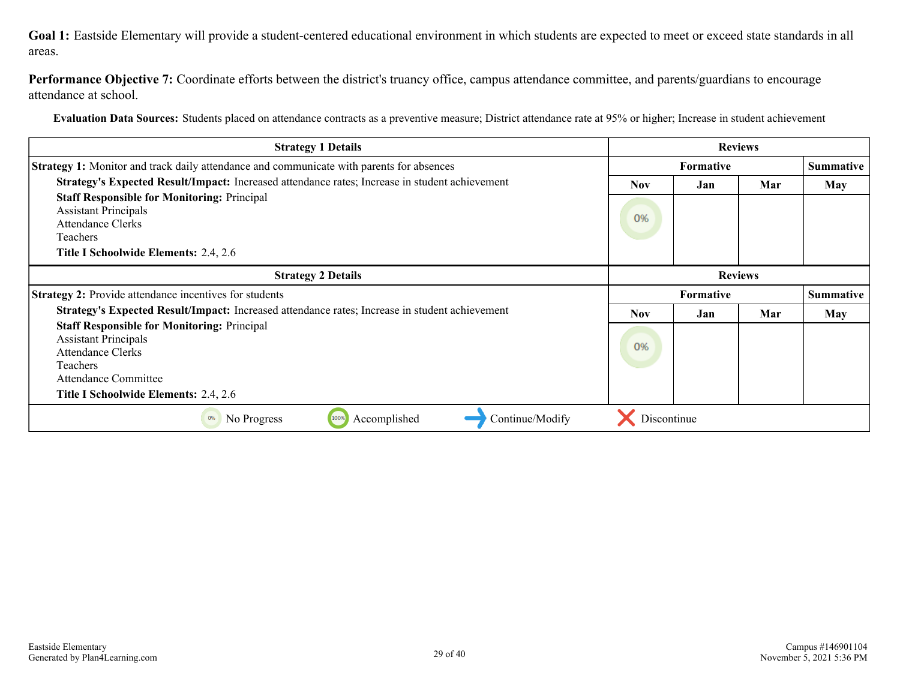**Goal 1:** Eastside Elementary will provide a student-centered educational environment in which students are expected to meet or exceed state standards in all areas.

**Performance Objective 7:** Coordinate efforts between the district's truancy office, campus attendance committee, and parents/guardians to encourage attendance at school.

**Evaluation Data Sources:** Students placed on attendance contracts as a preventive measure; District attendance rate at 95% or higher; Increase in student achievement

| Strategy 1 Details | Reviews | | | |
|---|---|---|---|---|
| **Strategy 1:** Monitor and track daily attendance and communicate with parents for absences | Formative | | | Summative |
| **Strategy's Expected Result/Impact:** Increased attendance rates; Increase in student achievement<br>**Staff Responsible for Monitoring:** Principal<br>Assistant Principals<br>Attendance Clerks<br>Teachers<br>**Title I Schoolwide Elements:** 2.4, 2.6 | Nov | Jan | Mar | May |
| | 0% | | | |

| Strategy 2 Details | Reviews | | | |
|---|---|---|---|---|
| **Strategy 2:** Provide attendance incentives for students | Formative | | | Summative |
| **Strategy's Expected Result/Impact:** Increased attendance rates; Increase in student achievement<br>**Staff Responsible for Monitoring:** Principal<br>Assistant Principals<br>Attendance Clerks<br>Teachers<br>Attendance Committee<br>**Title I Schoolwide Elements:** 2.4, 2.6 | Nov | Jan | Mar | May |
| | 0% | | | |

0% No Progress &nbsp;&nbsp; 100% Accomplished &nbsp;&nbsp; → Continue/Modify &nbsp;&nbsp; ✕ Discontinue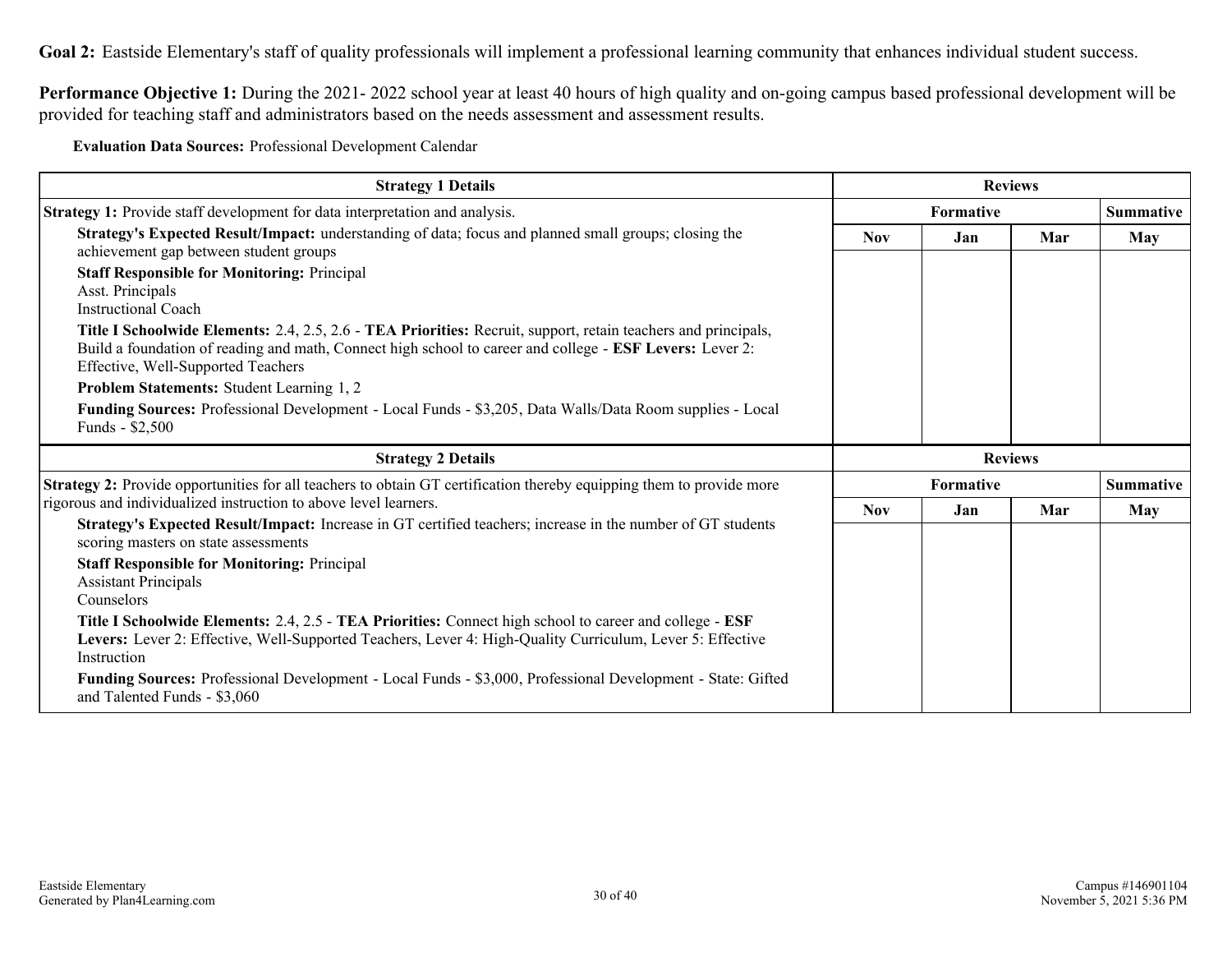**Goal 2:** Eastside Elementary's staff of quality professionals will implement a professional learning community that enhances individual student success.

**Performance Objective 1:** During the 2021- 2022 school year at least 40 hours of high quality and on-going campus based professional development will be provided for teaching staff and administrators based on the needs assessment and assessment results.

**Evaluation Data Sources:** Professional Development Calendar

| Strategy 1 Details | Reviews | | | |
|---|---|---|---|---|
| **Strategy 1:** Provide staff development for data interpretation and analysis. | Formative | | | Summative |
| **Strategy's Expected Result/Impact:** understanding of data; focus and planned small groups; closing the achievement gap between student groups<br>**Staff Responsible for Monitoring:** Principal<br>Asst. Principals<br>Instructional Coach<br>**Title I Schoolwide Elements:** 2.4, 2.5, 2.6 - **TEA Priorities:** Recruit, support, retain teachers and principals, Build a foundation of reading and math, Connect high school to career and college - **ESF Levers:** Lever 2: Effective, Well-Supported Teachers<br>**Problem Statements:** Student Learning 1, 2<br>**Funding Sources:** Professional Development - Local Funds - $3,205, Data Walls/Data Room supplies - Local Funds - $2,500 | Nov | Jan | Mar | May |

| Strategy 2 Details | Reviews | | | |
|---|---|---|---|---|
| **Strategy 2:** Provide opportunities for all teachers to obtain GT certification thereby equipping them to provide more rigorous and individualized instruction to above level learners. | Formative | | | Summative |
| **Strategy's Expected Result/Impact:** Increase in GT certified teachers; increase in the number of GT students scoring masters on state assessments<br>**Staff Responsible for Monitoring:** Principal<br>Assistant Principals<br>Counselors<br>**Title I Schoolwide Elements:** 2.4, 2.5 - **TEA Priorities:** Connect high school to career and college - **ESF Levers:** Lever 2: Effective, Well-Supported Teachers, Lever 4: High-Quality Curriculum, Lever 5: Effective Instruction<br>**Funding Sources:** Professional Development - Local Funds - $3,000, Professional Development - State: Gifted and Talented Funds - $3,060 | Nov | Jan | Mar | May |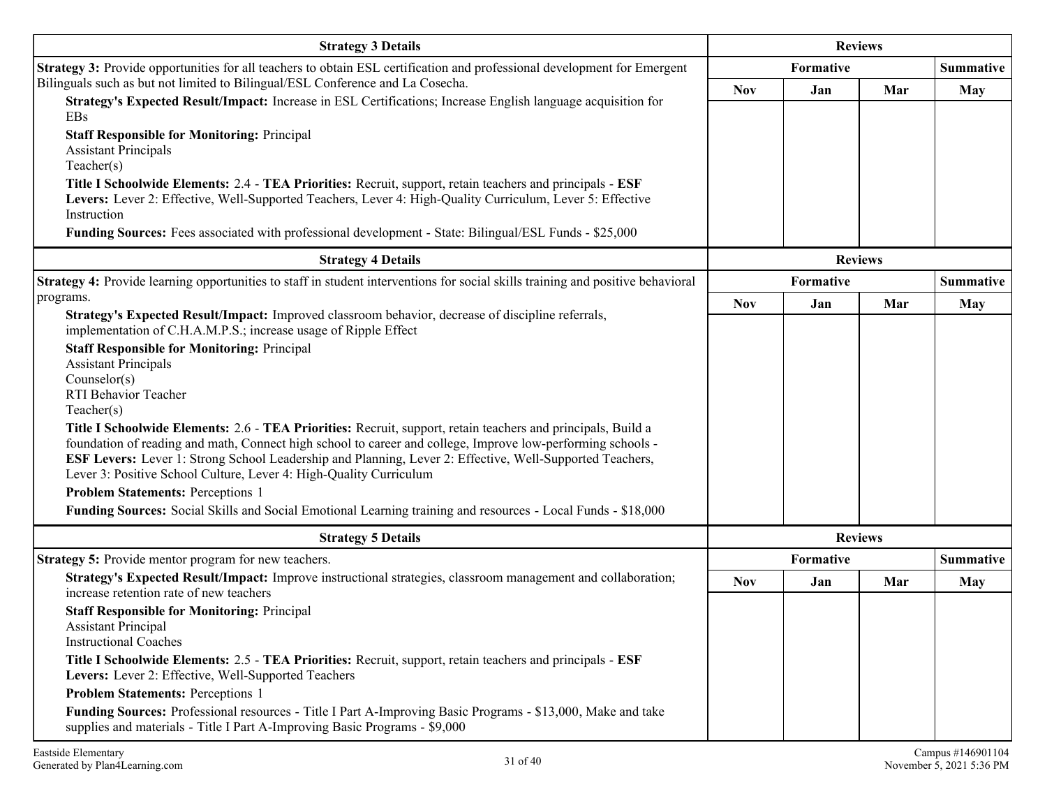| Strategy 3 Details | Reviews | | | |
|---|---|---|---|---|
| **Strategy 3:** Provide opportunities for all teachers to obtain ESL certification and professional development for Emergent Bilinguals such as but not limited to Bilingual/ESL Conference and La Cosecha.<br>**Strategy's Expected Result/Impact:** Increase in ESL Certifications; Increase English language acquisition for EBs<br>**Staff Responsible for Monitoring:** Principal<br>Assistant Principals<br>Teacher(s)<br>**Title I Schoolwide Elements:** 2.4 - **TEA Priorities:** Recruit, support, retain teachers and principals - **ESF Levers:** Lever 2: Effective, Well-Supported Teachers, Lever 4: High-Quality Curriculum, Lever 5: Effective Instruction<br>**Funding Sources:** Fees associated with professional development - State: Bilingual/ESL Funds - $25,000 | **Formative** | | | **Summative** |
| | **Nov** | **Jan** | **Mar** | **May** |
| | | | | |

| Strategy 4 Details | Reviews | | | |
|---|---|---|---|---|
| **Strategy 4:** Provide learning opportunities to staff in student interventions for social skills training and positive behavioral programs.<br>**Strategy's Expected Result/Impact:** Improved classroom behavior, decrease of discipline referrals, implementation of C.H.A.M.P.S.; increase usage of Ripple Effect<br>**Staff Responsible for Monitoring:** Principal<br>Assistant Principals<br>Counselor(s)<br>RTI Behavior Teacher<br>Teacher(s)<br>**Title I Schoolwide Elements:** 2.6 - **TEA Priorities:** Recruit, support, retain teachers and principals, Build a foundation of reading and math, Connect high school to career and college, Improve low-performing schools - **ESF Levers:** Lever 1: Strong School Leadership and Planning, Lever 2: Effective, Well-Supported Teachers, Lever 3: Positive School Culture, Lever 4: High-Quality Curriculum<br>**Problem Statements:** Perceptions 1<br>**Funding Sources:** Social Skills and Social Emotional Learning training and resources - Local Funds - $18,000 | **Formative** | | | **Summative** |
| | **Nov** | **Jan** | **Mar** | **May** |
| | | | | |

| Strategy 5 Details | Reviews | | | |
|---|---|---|---|---|
| **Strategy 5:** Provide mentor program for new teachers.<br>**Strategy's Expected Result/Impact:** Improve instructional strategies, classroom management and collaboration; increase retention rate of new teachers<br>**Staff Responsible for Monitoring:** Principal<br>Assistant Principal<br>Instructional Coaches<br>**Title I Schoolwide Elements:** 2.5 - **TEA Priorities:** Recruit, support, retain teachers and principals - **ESF Levers:** Lever 2: Effective, Well-Supported Teachers<br>**Problem Statements:** Perceptions 1<br>**Funding Sources:** Professional resources - Title I Part A-Improving Basic Programs - $13,000, Make and take supplies and materials - Title I Part A-Improving Basic Programs - $9,000 | **Formative** | | | **Summative** |
| | **Nov** | **Jan** | **Mar** | **May** |
| | | | | |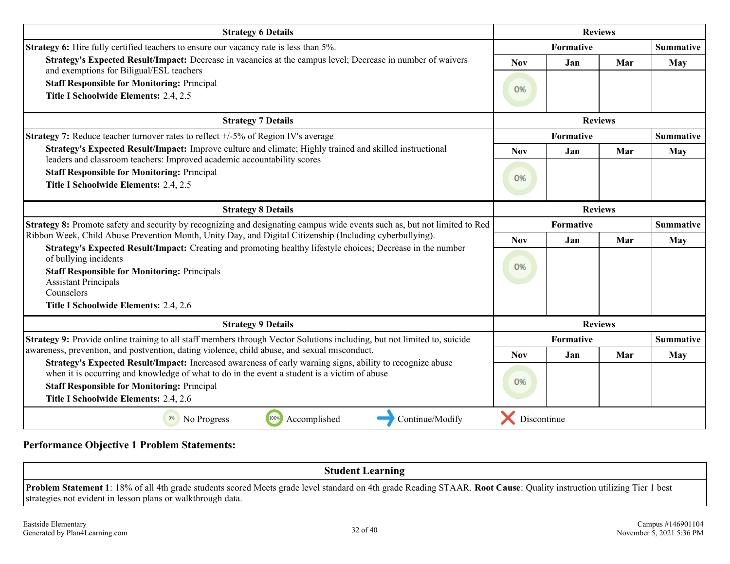| Strategy 6 Details | Reviews | | | |
|---|---|---|---|---|
| **Strategy 6:** Hire fully certified teachers to ensure our vacancy rate is less than 5%.<br>**Strategy's Expected Result/Impact:** Decrease in vacancies at the campus level; Decrease in number of waivers and exemptions for Biligual/ESL teachers<br>**Staff Responsible for Monitoring:** Principal<br>**Title I Schoolwide Elements:** 2.4, 2.5 | Formative | | | Summative |
| | Nov | Jan | Mar | May |
| | 0% | | | |

| Strategy 7 Details | Reviews | | | |
|---|---|---|---|---|
| **Strategy 7:** Reduce teacher turnover rates to reflect +/-5% of Region IV's average<br>**Strategy's Expected Result/Impact:** Improve culture and climate; Highly trained and skilled instructional leaders and classroom teachers: Improved academic accountability scores<br>**Staff Responsible for Monitoring:** Principal<br>**Title I Schoolwide Elements:** 2.4, 2.5 | Formative | | | Summative |
| | Nov | Jan | Mar | May |
| | 0% | | | |

| Strategy 8 Details | Reviews | | | |
|---|---|---|---|---|
| **Strategy 8:** Promote safety and security by recognizing and designating campus wide events such as, but not limited to Red Ribbon Week, Child Abuse Prevention Month, Unity Day, and Digital Citizenship (Including cyberbullying).<br>**Strategy's Expected Result/Impact:** Creating and promoting healthy lifestyle choices; Decrease in the number of bullying incidents<br>**Staff Responsible for Monitoring:** Principals<br>Assistant Principals<br>Counselors<br>**Title I Schoolwide Elements:** 2.4, 2.6 | Formative | | | Summative |
| | Nov | Jan | Mar | May |
| | 0% | | | |

| Strategy 9 Details | Reviews | | | |
|---|---|---|---|---|
| **Strategy 9:** Provide online training to all staff members through Vector Solutions including, but not limited to, suicide awareness, prevention, and postvention, dating violence, child abuse, and sexual misconduct.<br>**Strategy's Expected Result/Impact:** Increased awareness of early warning signs, ability to recognize abuse when it is occurring and knowledge of what to do in the event a student is a victim of abuse<br>**Staff Responsible for Monitoring:** Principal<br>**Title I Schoolwide Elements:** 2.4, 2.6 | Formative | | | Summative |
| | Nov | Jan | Mar | May |
| | 0% | | | |

0% No Progress | 100% Accomplished | Continue/Modify | Discontinue

**Performance Objective 1 Problem Statements:**

| Student Learning |
|---|
| **Problem Statement 1**: 18% of all 4th grade students scored Meets grade level standard on 4th grade Reading STAAR. **Root Cause**: Quality instruction utilizing Tier 1 best strategies not evident in lesson plans or walkthrough data. |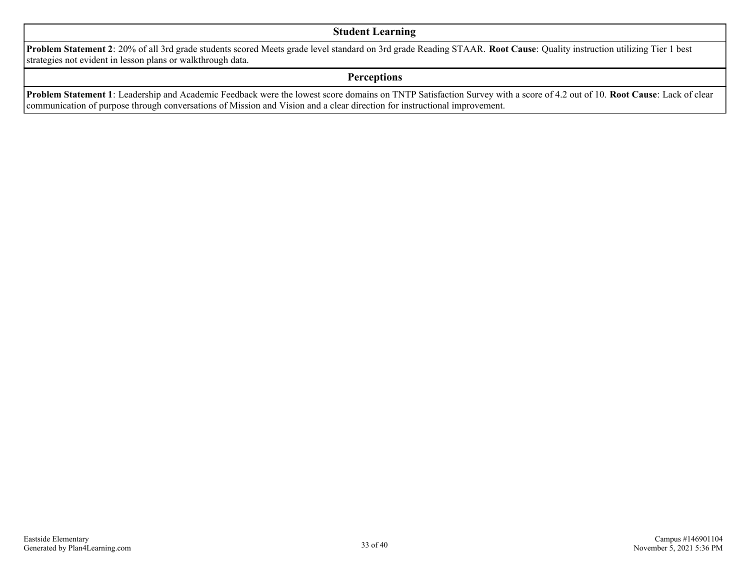## Student Learning

**Problem Statement 2**: 20% of all 3rd grade students scored Meets grade level standard on 3rd grade Reading STAAR. **Root Cause**: Quality instruction utilizing Tier 1 best strategies not evident in lesson plans or walkthrough data.

## Perceptions

**Problem Statement 1**: Leadership and Academic Feedback were the lowest score domains on TNTP Satisfaction Survey with a score of 4.2 out of 10. **Root Cause**: Lack of clear communication of purpose through conversations of Mission and Vision and a clear direction for instructional improvement.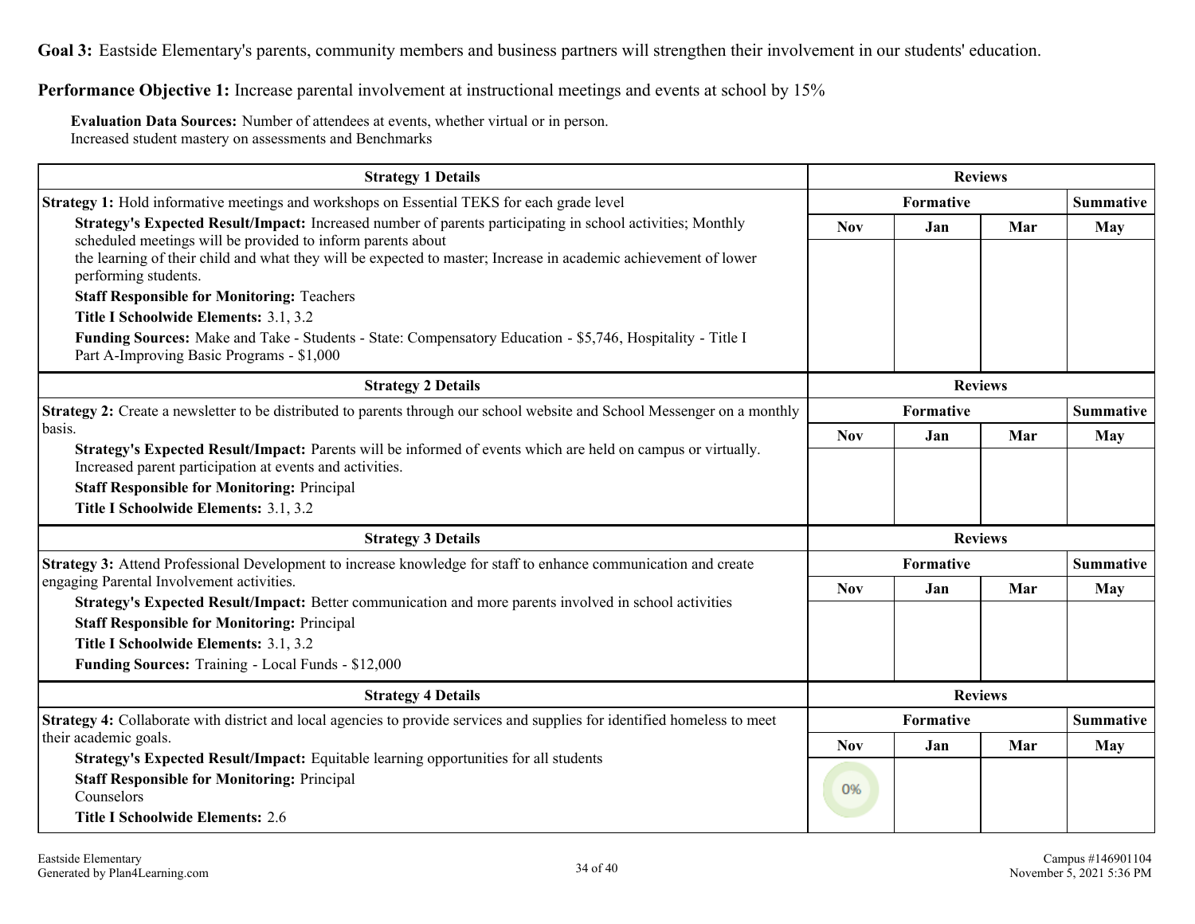**Goal 3:** Eastside Elementary's parents, community members and business partners will strengthen their involvement in our students' education.

**Performance Objective 1:** Increase parental involvement at instructional meetings and events at school by 15%

**Evaluation Data Sources:** Number of attendees at events, whether virtual or in person.
Increased student mastery on assessments and Benchmarks

| Strategy 1 Details | Reviews | | | |
|---|---|---|---|---|
| **Strategy 1:** Hold informative meetings and workshops on Essential TEKS for each grade level | Formative | | | Summative |
| **Strategy's Expected Result/Impact:** Increased number of parents participating in school activities; Monthly scheduled meetings will be provided to inform parents about the learning of their child and what they will be expected to master; Increase in academic achievement of lower performing students.<br>**Staff Responsible for Monitoring:** Teachers<br>**Title I Schoolwide Elements:** 3.1, 3.2<br>**Funding Sources:** Make and Take - Students - State: Compensatory Education - $5,746, Hospitality - Title I Part A-Improving Basic Programs - $1,000 | Nov | Jan | Mar | May |

| Strategy 2 Details | Reviews | | | |
|---|---|---|---|---|
| **Strategy 2:** Create a newsletter to be distributed to parents through our school website and School Messenger on a monthly basis. | Formative | | | Summative |
| **Strategy's Expected Result/Impact:** Parents will be informed of events which are held on campus or virtually. Increased parent participation at events and activities.<br>**Staff Responsible for Monitoring:** Principal<br>**Title I Schoolwide Elements:** 3.1, 3.2 | Nov | Jan | Mar | May |

| Strategy 3 Details | Reviews | | | |
|---|---|---|---|---|
| **Strategy 3:** Attend Professional Development to increase knowledge for staff to enhance communication and create engaging Parental Involvement activities. | Formative | | | Summative |
| **Strategy's Expected Result/Impact:** Better communication and more parents involved in school activities<br>**Staff Responsible for Monitoring:** Principal<br>**Title I Schoolwide Elements:** 3.1, 3.2<br>**Funding Sources:** Training - Local Funds - $12,000 | Nov | Jan | Mar | May |

| Strategy 4 Details | Reviews | | | |
|---|---|---|---|---|
| **Strategy 4:** Collaborate with district and local agencies to provide services and supplies for identified homeless to meet their academic goals. | Formative | | | Summative |
| **Strategy's Expected Result/Impact:** Equitable learning opportunities for all students<br>**Staff Responsible for Monitoring:** Principal<br>Counselors<br>**Title I Schoolwide Elements:** 2.6 | Nov | Jan | Mar | May |
| | 0% | | | |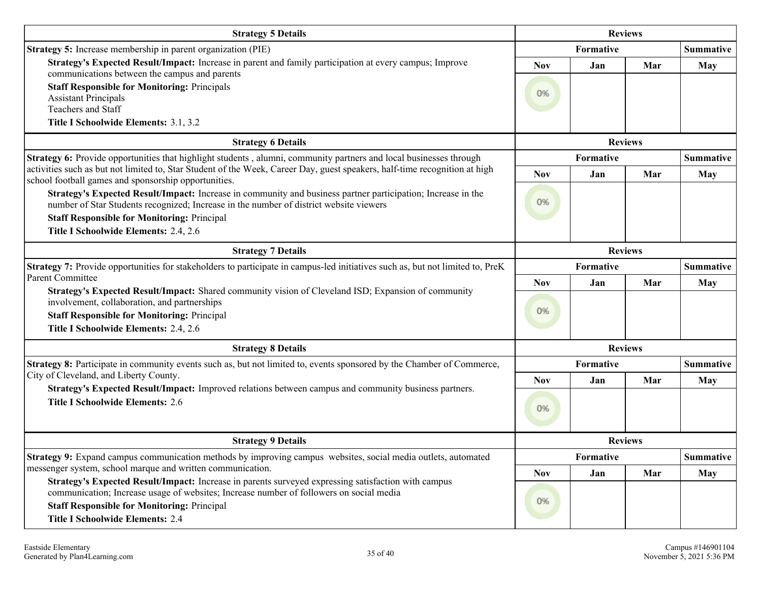| Strategy 5 Details | Reviews | | | |
|---|---|---|---|---|
| **Strategy 5:** Increase membership in parent organization (PIE)<br>**Strategy's Expected Result/Impact:** Increase in parent and family participation at every campus; Improve communications between the campus and parents<br>**Staff Responsible for Monitoring:** Principals<br>Assistant Principals<br>Teachers and Staff<br>**Title I Schoolwide Elements:** 3.1, 3.2 | **Formative** | | | **Summative** |
| | **Nov** | **Jan** | **Mar** | **May** |
| | 0% | | | |

| Strategy 6 Details | Reviews | | | |
|---|---|---|---|---|
| **Strategy 6:** Provide opportunities that highlight students , alumni, community partners and local businesses through activities such as but not limited to, Star Student of the Week, Career Day, guest speakers, half-time recognition at high school football games and sponsorship opportunities.<br>**Strategy's Expected Result/Impact:** Increase in community and business partner participation; Increase in the number of Star Students recognized; Increase in the number of district website viewers<br>**Staff Responsible for Monitoring:** Principal<br>**Title I Schoolwide Elements:** 2.4, 2.6 | **Formative** | | | **Summative** |
| | **Nov** | **Jan** | **Mar** | **May** |
| | 0% | | | |

| Strategy 7 Details | Reviews | | | |
|---|---|---|---|---|
| **Strategy 7:** Provide opportunities for stakeholders to participate in campus-led initiatives such as, but not limited to, PreK Parent Committee<br>**Strategy's Expected Result/Impact:** Shared community vision of Cleveland ISD; Expansion of community involvement, collaboration, and partnerships<br>**Staff Responsible for Monitoring:** Principal<br>**Title I Schoolwide Elements:** 2.4, 2.6 | **Formative** | | | **Summative** |
| | **Nov** | **Jan** | **Mar** | **May** |
| | 0% | | | |

| Strategy 8 Details | Reviews | | | |
|---|---|---|---|---|
| **Strategy 8:** Participate in community events such as, but not limited to, events sponsored by the Chamber of Commerce, City of Cleveland, and Liberty County.<br>**Strategy's Expected Result/Impact:** Improved relations between campus and community business partners.<br>**Title I Schoolwide Elements:** 2.6 | **Formative** | | | **Summative** |
| | **Nov** | **Jan** | **Mar** | **May** |
| | 0% | | | |

| Strategy 9 Details | Reviews | | | |
|---|---|---|---|---|
| **Strategy 9:** Expand campus communication methods by improving campus websites, social media outlets, automated messenger system, school marque and written communication.<br>**Strategy's Expected Result/Impact:** Increase in parents surveyed expressing satisfaction with campus communication; Increase usage of websites; Increase number of followers on social media<br>**Staff Responsible for Monitoring:** Principal<br>**Title I Schoolwide Elements:** 2.4 | **Formative** | | | **Summative** |
| | **Nov** | **Jan** | **Mar** | **May** |
| | 0% | | | |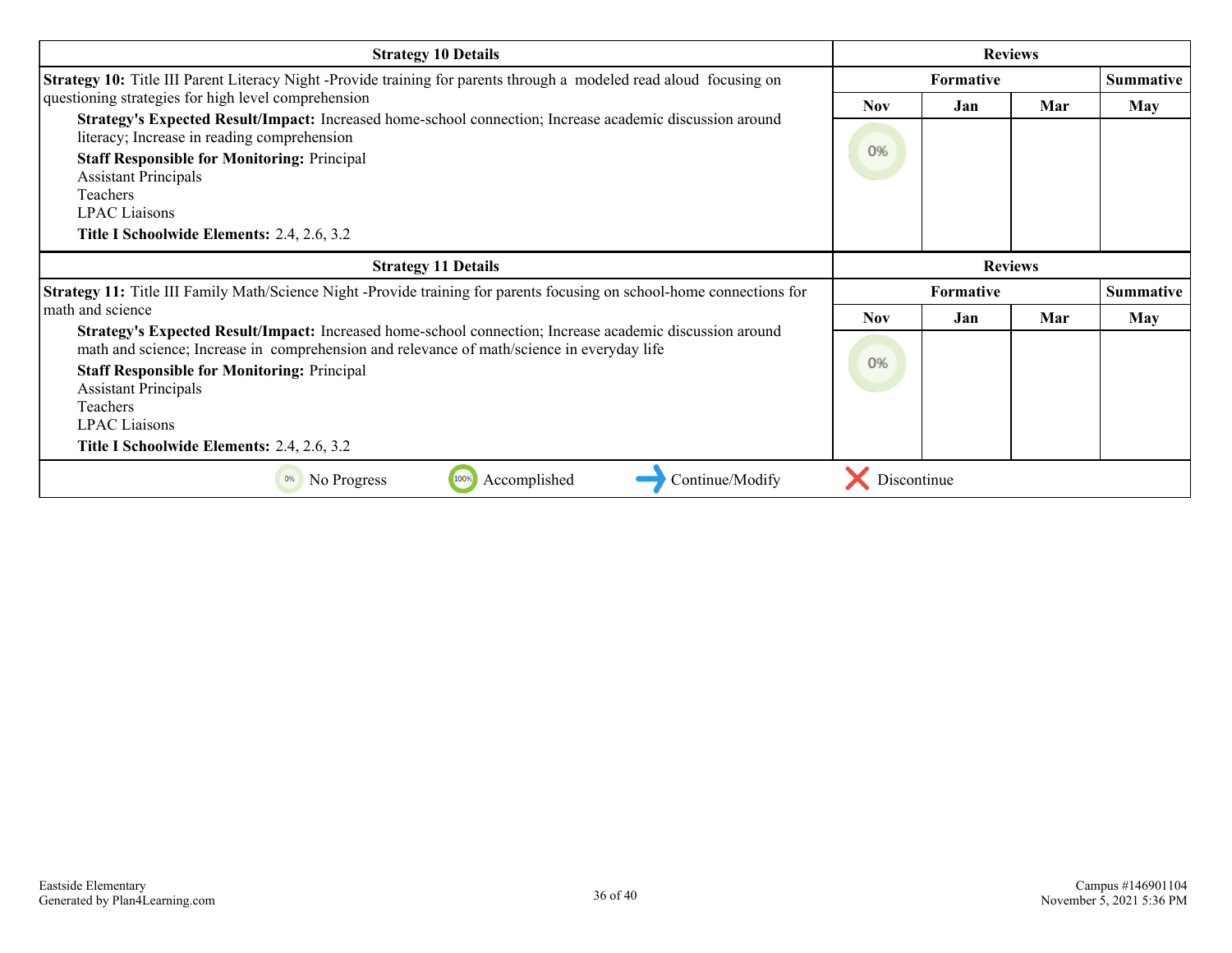| Strategy 10 Details | Reviews | | | |
|---|---|---|---|---|
| | Formative | | | Summative |
| | Nov | Jan | Mar | May |
| **Strategy 10:** Title III Parent Literacy Night -Provide training for parents through a modeled read aloud focusing on questioning strategies for high level comprehension<br>**Strategy's Expected Result/Impact:** Increased home-school connection; Increase academic discussion around literacy; Increase in reading comprehension<br>**Staff Responsible for Monitoring:** Principal<br>Assistant Principals<br>Teachers<br>LPAC Liaisons<br>**Title I Schoolwide Elements:** 2.4, 2.6, 3.2 | 0% | | | |

| Strategy 11 Details | Reviews | | | |
|---|---|---|---|---|
| | Formative | | | Summative |
| | Nov | Jan | Mar | May |
| **Strategy 11:** Title III Family Math/Science Night -Provide training for parents focusing on school-home connections for math and science<br>**Strategy's Expected Result/Impact:** Increased home-school connection; Increase academic discussion around math and science; Increase in comprehension and relevance of math/science in everyday life<br>**Staff Responsible for Monitoring:** Principal<br>Assistant Principals<br>Teachers<br>LPAC Liaisons<br>**Title I Schoolwide Elements:** 2.4, 2.6, 3.2 | 0% | | | |

0% No Progress | 100% Accomplished | Continue/Modify | Discontinue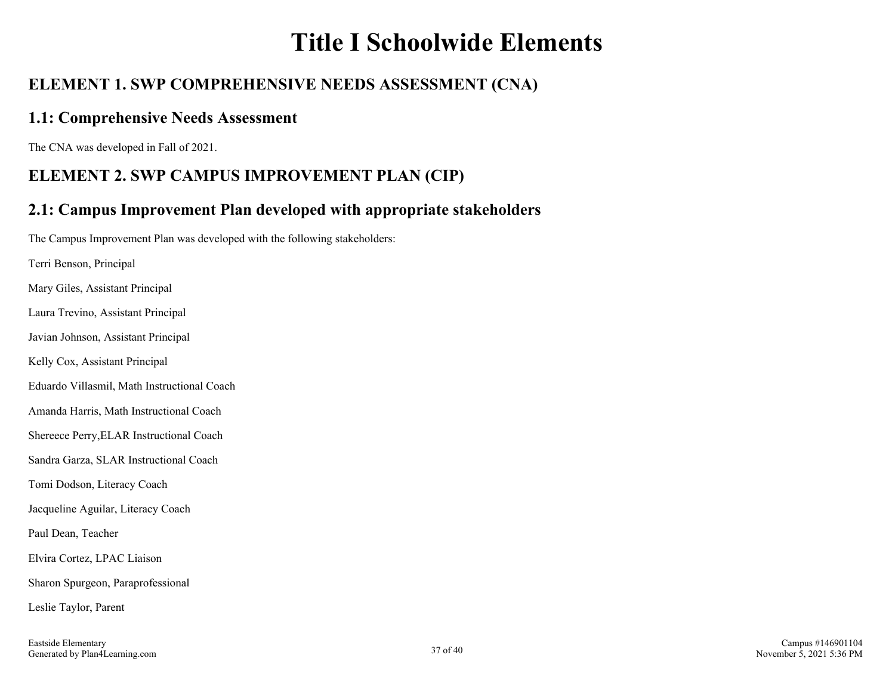# Title I Schoolwide Elements

## ELEMENT 1. SWP COMPREHENSIVE NEEDS ASSESSMENT (CNA)

### 1.1: Comprehensive Needs Assessment

The CNA was developed in Fall of 2021.

## ELEMENT 2. SWP CAMPUS IMPROVEMENT PLAN (CIP)

### 2.1: Campus Improvement Plan developed with appropriate stakeholders

The Campus Improvement Plan was developed with the following stakeholders:

Terri Benson, Principal

Mary Giles, Assistant Principal

Laura Trevino, Assistant Principal

Javian Johnson, Assistant Principal

Kelly Cox, Assistant Principal

Eduardo Villasmil, Math Instructional Coach

Amanda Harris, Math Instructional Coach

Shereece Perry,ELAR Instructional Coach

Sandra Garza, SLAR Instructional Coach

Tomi Dodson, Literacy Coach

Jacqueline Aguilar, Literacy Coach

Paul Dean, Teacher

Elvira Cortez, LPAC Liaison

Sharon Spurgeon, Paraprofessional

Leslie Taylor, Parent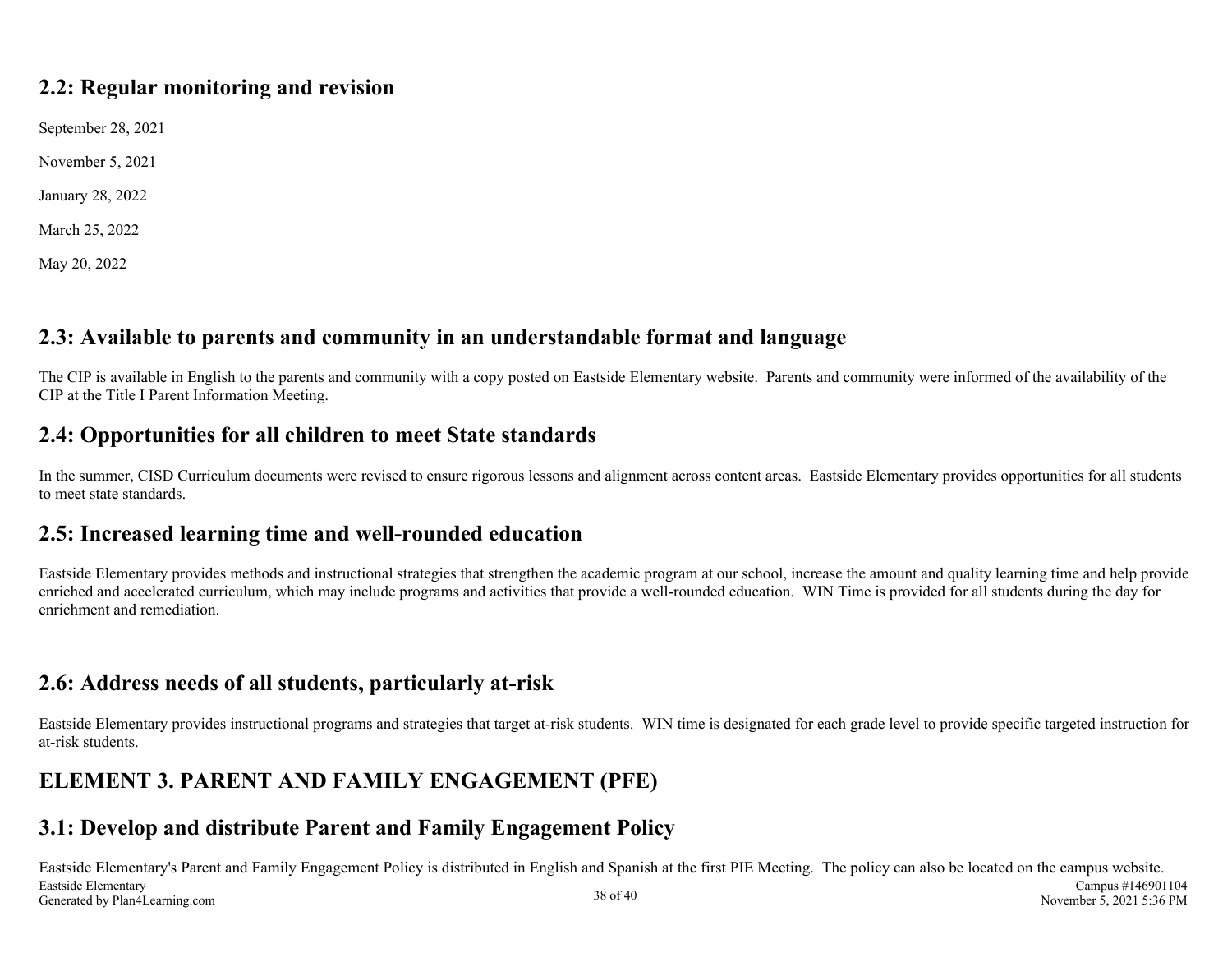## 2.2: Regular monitoring and revision

September 28, 2021

November 5, 2021

January 28, 2022

March 25, 2022

May 20, 2022

## 2.3: Available to parents and community in an understandable format and language

The CIP is available in English to the parents and community with a copy posted on Eastside Elementary website. Parents and community were informed of the availability of the CIP at the Title I Parent Information Meeting.

## 2.4: Opportunities for all children to meet State standards

In the summer, CISD Curriculum documents were revised to ensure rigorous lessons and alignment across content areas. Eastside Elementary provides opportunities for all students to meet state standards.

## 2.5: Increased learning time and well-rounded education

Eastside Elementary provides methods and instructional strategies that strengthen the academic program at our school, increase the amount and quality learning time and help provide enriched and accelerated curriculum, which may include programs and activities that provide a well-rounded education. WIN Time is provided for all students during the day for enrichment and remediation.

## 2.6: Address needs of all students, particularly at-risk

Eastside Elementary provides instructional programs and strategies that target at-risk students. WIN time is designated for each grade level to provide specific targeted instruction for at-risk students.

## ELEMENT 3. PARENT AND FAMILY ENGAGEMENT (PFE)

## 3.1: Develop and distribute Parent and Family Engagement Policy

Eastside Elementary's Parent and Family Engagement Policy is distributed in English and Spanish at the first PIE Meeting. The policy can also be located on the campus website.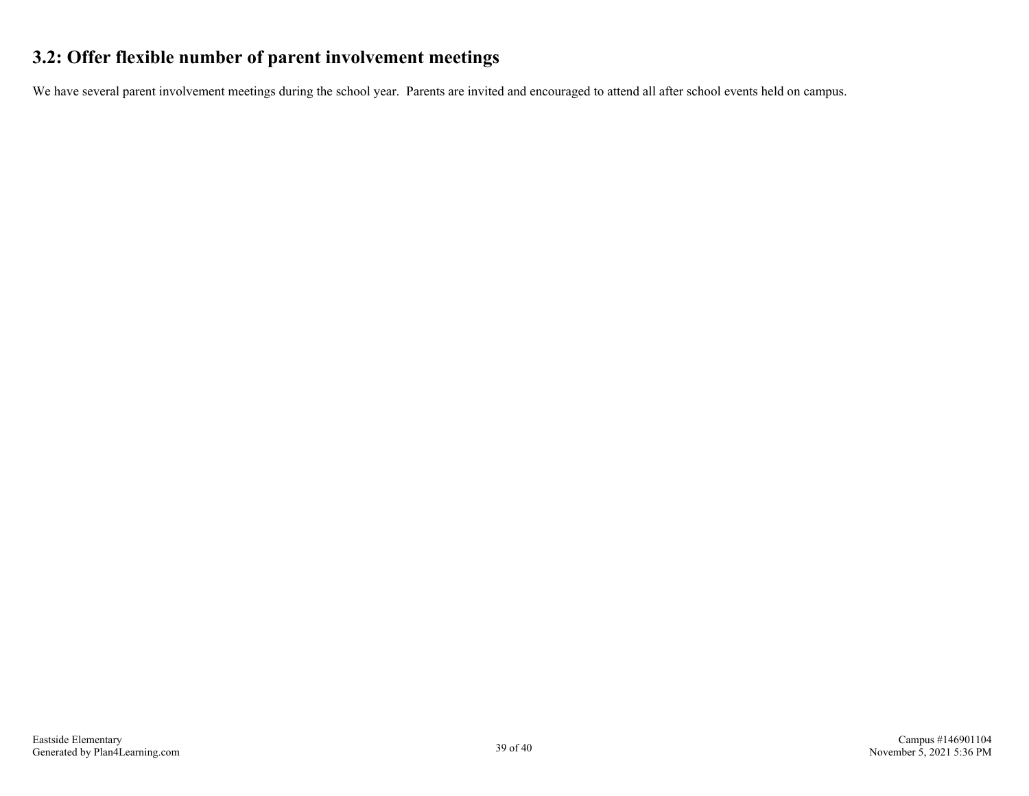## 3.2: Offer flexible number of parent involvement meetings

We have several parent involvement meetings during the school year. Parents are invited and encouraged to attend all after school events held on campus.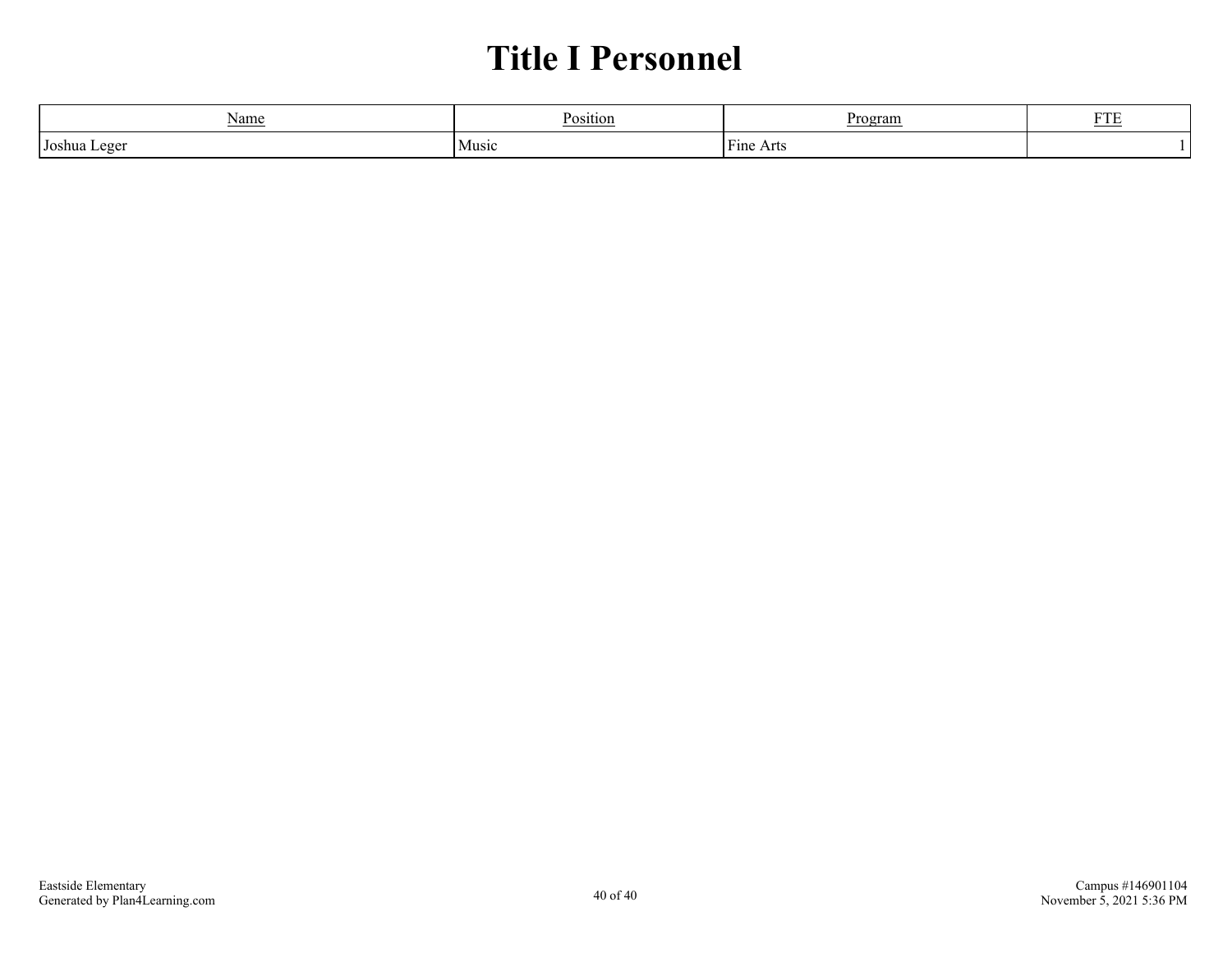# Title I Personnel

| Name | Position | Program | FTE |
|---|---|---|---|
| Joshua Leger | Music | Fine Arts | 1 |